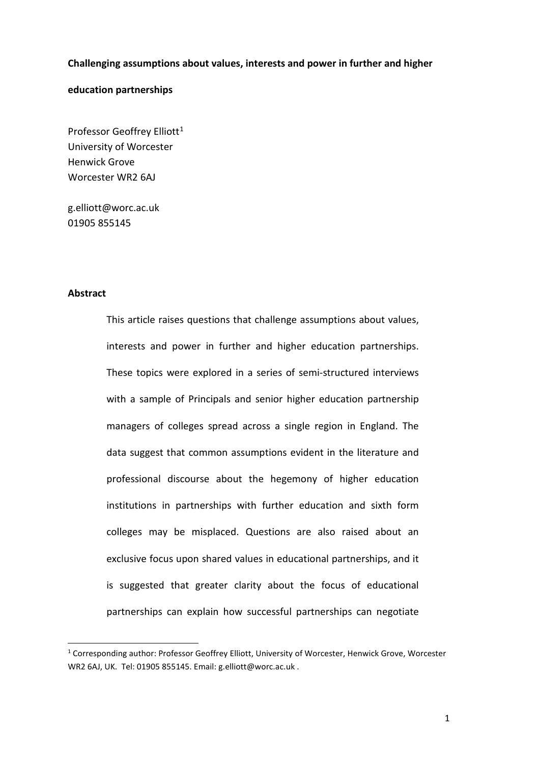**Challenging assumptions about values, interests and power in further and higher education partnerships**

Professor Geoffrey Elliott[1]
University of Worcester
Henwick Grove
Worcester WR2 6AJ

g.elliott@worc.ac.uk
01905 855145

## Abstract

This article raises questions that challenge assumptions about values, interests and power in further and higher education partnerships. These topics were explored in a series of semi-structured interviews with a sample of Principals and senior higher education partnership managers of colleges spread across a single region in England. The data suggest that common assumptions evident in the literature and professional discourse about the hegemony of higher education institutions in partnerships with further education and sixth form colleges may be misplaced. Questions are also raised about an exclusive focus upon shared values in educational partnerships, and it is suggested that greater clarity about the focus of educational partnerships can explain how successful partnerships can negotiate

[1] Corresponding author: Professor Geoffrey Elliott, University of Worcester, Henwick Grove, Worcester WR2 6AJ, UK. Tel: 01905 855145. Email: g.elliott@worc.ac.uk .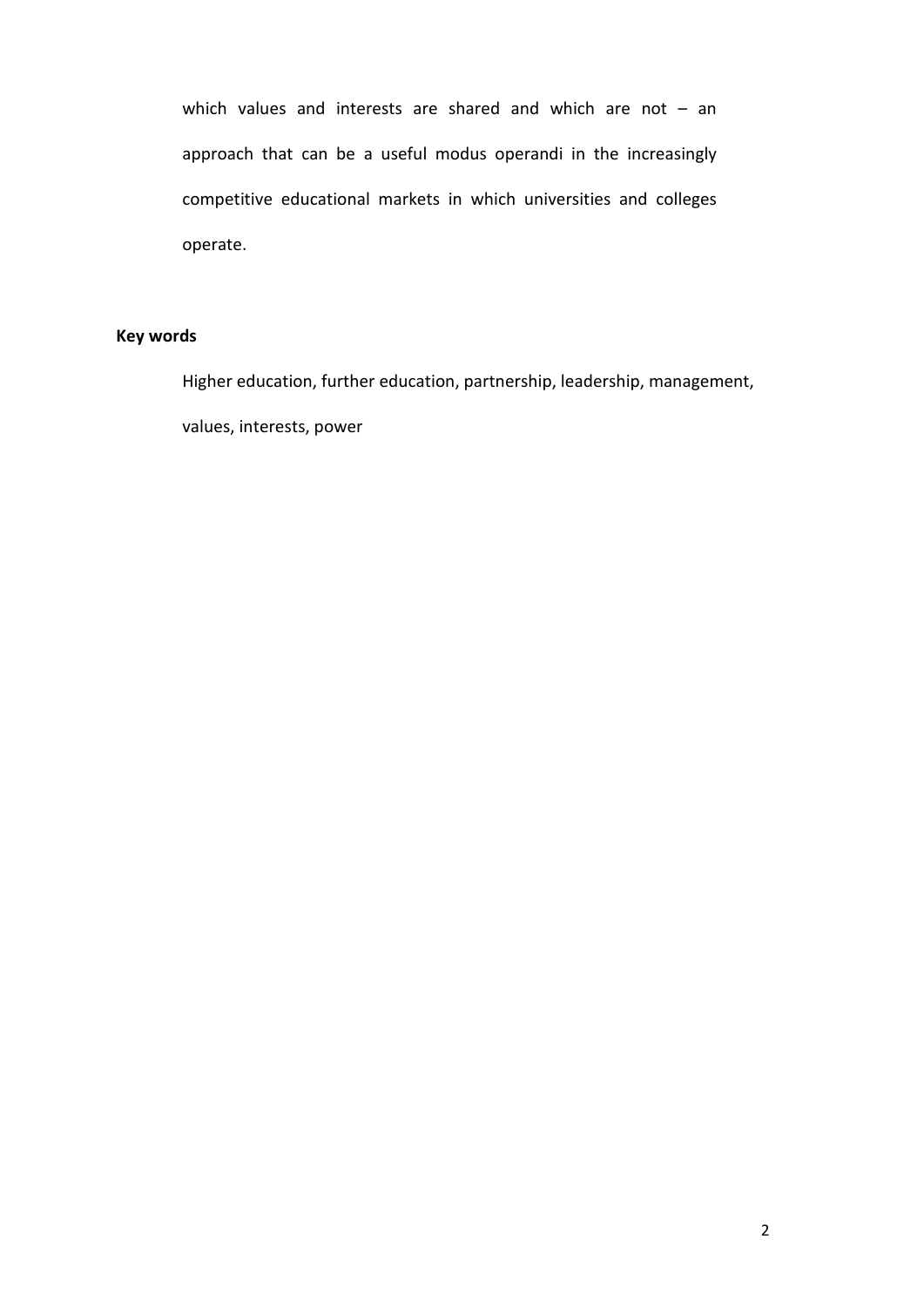which values and interests are shared and which are not – an approach that can be a useful modus operandi in the increasingly competitive educational markets in which universities and colleges operate.

**Key words**

Higher education, further education, partnership, leadership, management, values, interests, power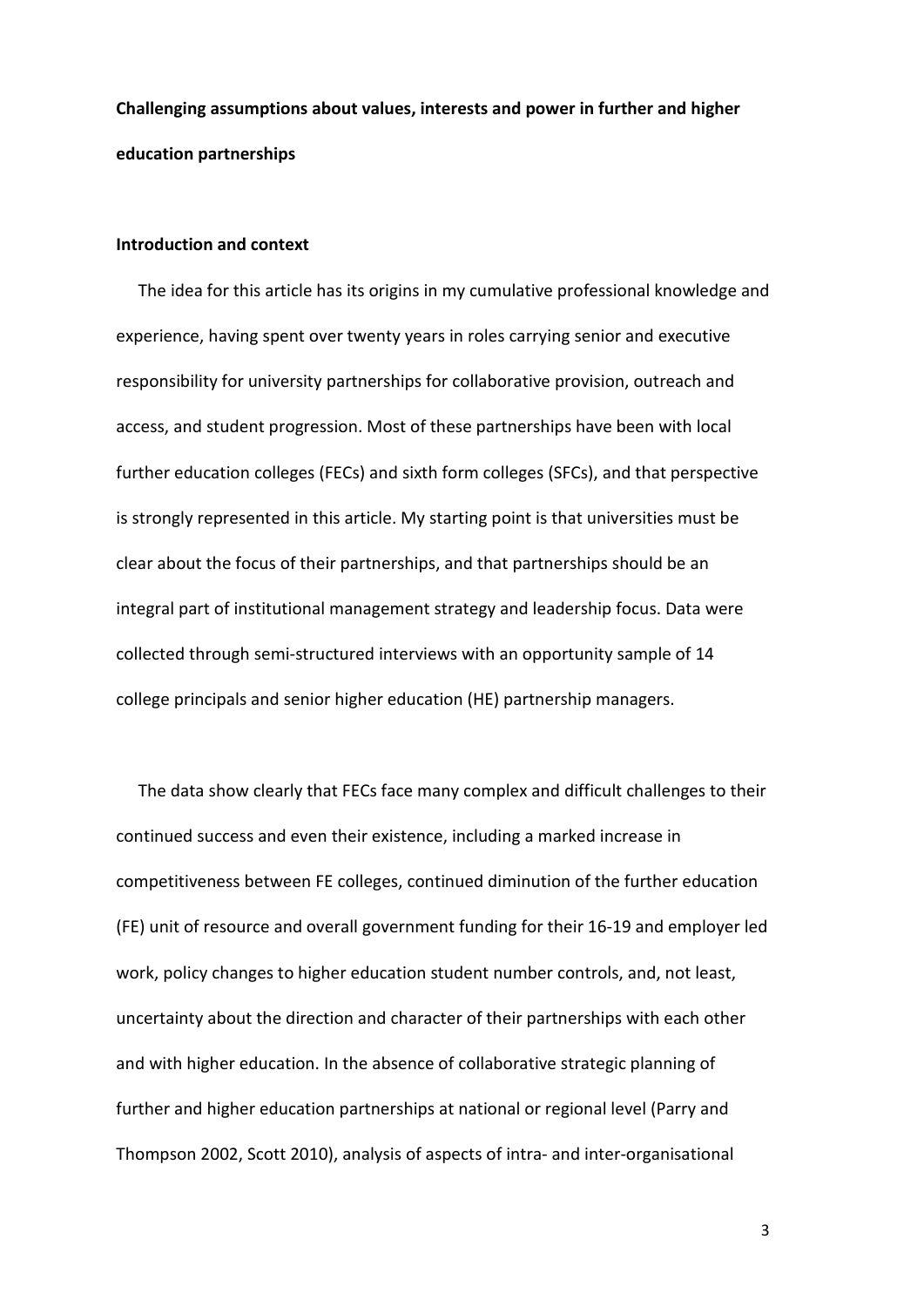**Challenging assumptions about values, interests and power in further and higher education partnerships**

**Introduction and context**

The idea for this article has its origins in my cumulative professional knowledge and experience, having spent over twenty years in roles carrying senior and executive responsibility for university partnerships for collaborative provision, outreach and access, and student progression. Most of these partnerships have been with local further education colleges (FECs) and sixth form colleges (SFCs), and that perspective is strongly represented in this article. My starting point is that universities must be clear about the focus of their partnerships, and that partnerships should be an integral part of institutional management strategy and leadership focus. Data were collected through semi-structured interviews with an opportunity sample of 14 college principals and senior higher education (HE) partnership managers.

The data show clearly that FECs face many complex and difficult challenges to their continued success and even their existence, including a marked increase in competitiveness between FE colleges, continued diminution of the further education (FE) unit of resource and overall government funding for their 16-19 and employer led work, policy changes to higher education student number controls, and, not least, uncertainty about the direction and character of their partnerships with each other and with higher education. In the absence of collaborative strategic planning of further and higher education partnerships at national or regional level (Parry and Thompson 2002, Scott 2010), analysis of aspects of intra- and inter-organisational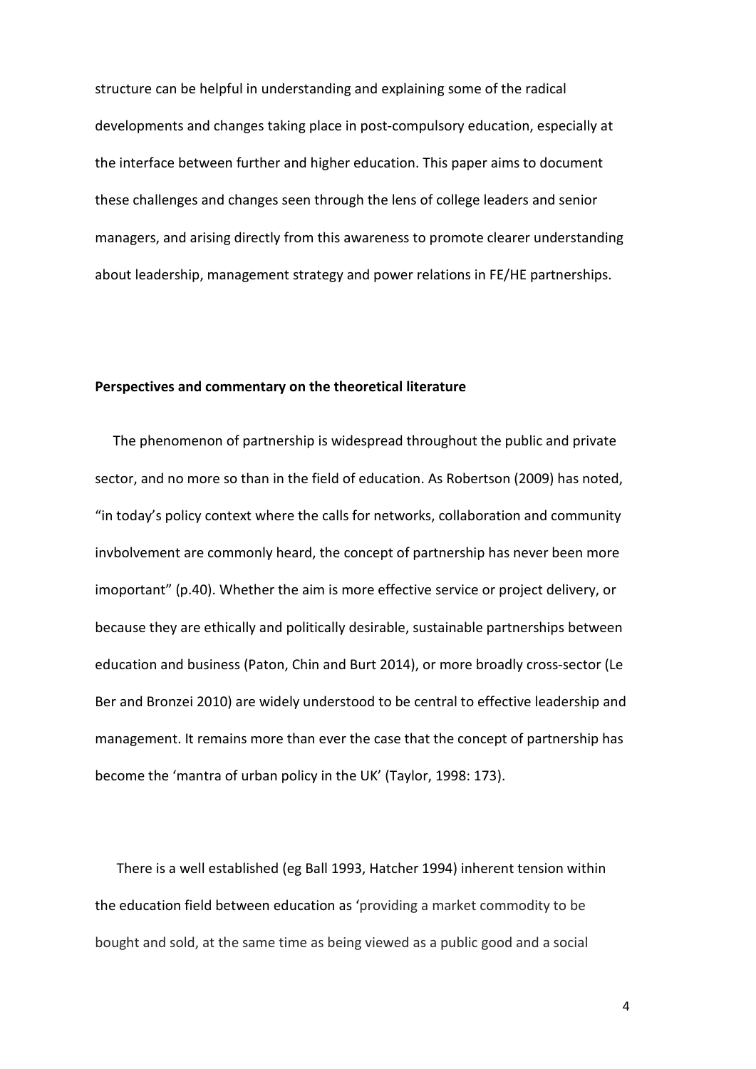structure can be helpful in understanding and explaining some of the radical developments and changes taking place in post-compulsory education, especially at the interface between further and higher education. This paper aims to document these challenges and changes seen through the lens of college leaders and senior managers, and arising directly from this awareness to promote clearer understanding about leadership, management strategy and power relations in FE/HE partnerships.

**Perspectives and commentary on the theoretical literature**

The phenomenon of partnership is widespread throughout the public and private sector, and no more so than in the field of education. As Robertson (2009) has noted, "in today's policy context where the calls for networks, collaboration and community invbolvement are commonly heard, the concept of partnership has never been more imoportant" (p.40). Whether the aim is more effective service or project delivery, or because they are ethically and politically desirable, sustainable partnerships between education and business (Paton, Chin and Burt 2014), or more broadly cross-sector (Le Ber and Bronzei 2010) are widely understood to be central to effective leadership and management. It remains more than ever the case that the concept of partnership has become the 'mantra of urban policy in the UK' (Taylor, 1998: 173).

There is a well established (eg Ball 1993, Hatcher 1994) inherent tension within the education field between education as 'providing a market commodity to be bought and sold, at the same time as being viewed as a public good and a social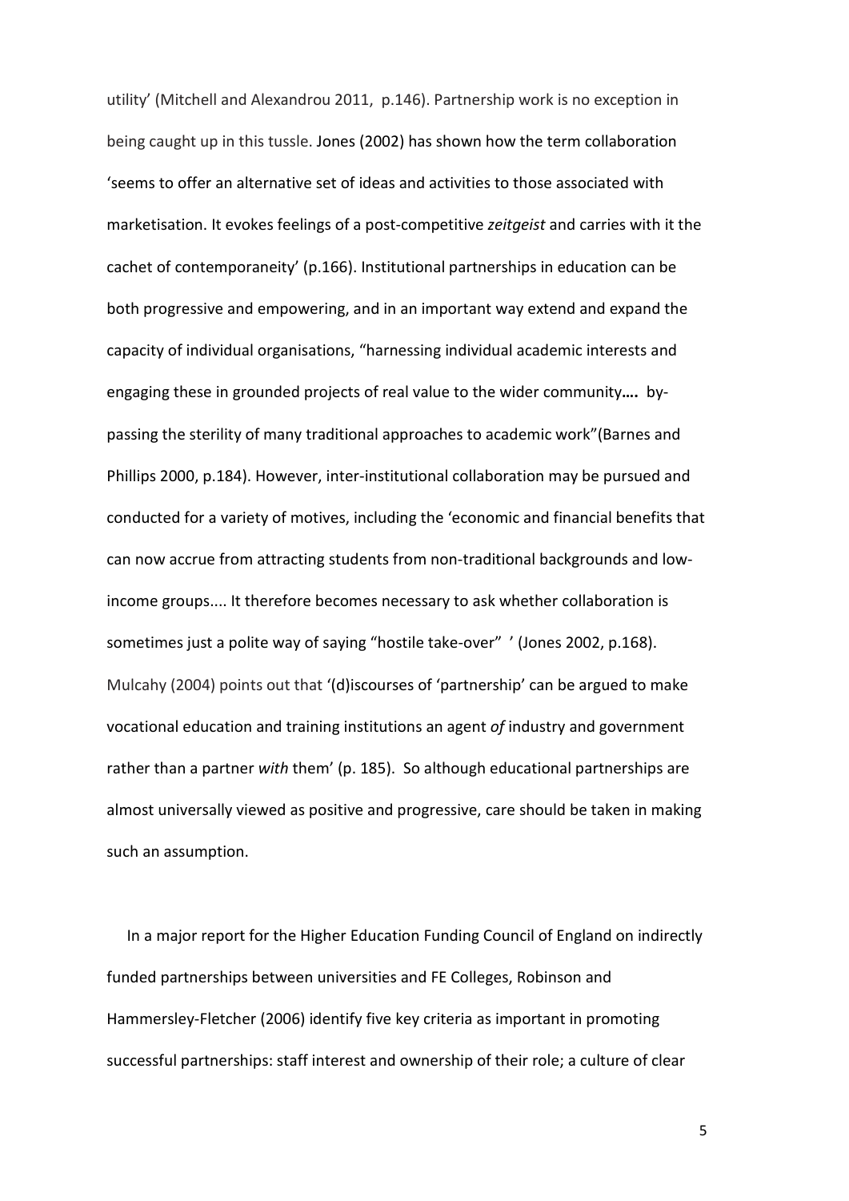utility' (Mitchell and Alexandrou 2011, p.146). Partnership work is no exception in being caught up in this tussle. Jones (2002) has shown how the term collaboration 'seems to offer an alternative set of ideas and activities to those associated with marketisation. It evokes feelings of a post-competitive *zeitgeist* and carries with it the cachet of contemporaneity' (p.166). Institutional partnerships in education can be both progressive and empowering, and in an important way extend and expand the capacity of individual organisations, "harnessing individual academic interests and engaging these in grounded projects of real value to the wider community**….** by-passing the sterility of many traditional approaches to academic work"(Barnes and Phillips 2000, p.184). However, inter-institutional collaboration may be pursued and conducted for a variety of motives, including the 'economic and financial benefits that can now accrue from attracting students from non-traditional backgrounds and low-income groups.... It therefore becomes necessary to ask whether collaboration is sometimes just a polite way of saying "hostile take-over" ' (Jones 2002, p.168). Mulcahy (2004) points out that '(d)iscourses of 'partnership' can be argued to make vocational education and training institutions an agent *of* industry and government rather than a partner *with* them' (p. 185). So although educational partnerships are almost universally viewed as positive and progressive, care should be taken in making such an assumption.

In a major report for the Higher Education Funding Council of England on indirectly funded partnerships between universities and FE Colleges, Robinson and Hammersley-Fletcher (2006) identify five key criteria as important in promoting successful partnerships: staff interest and ownership of their role; a culture of clear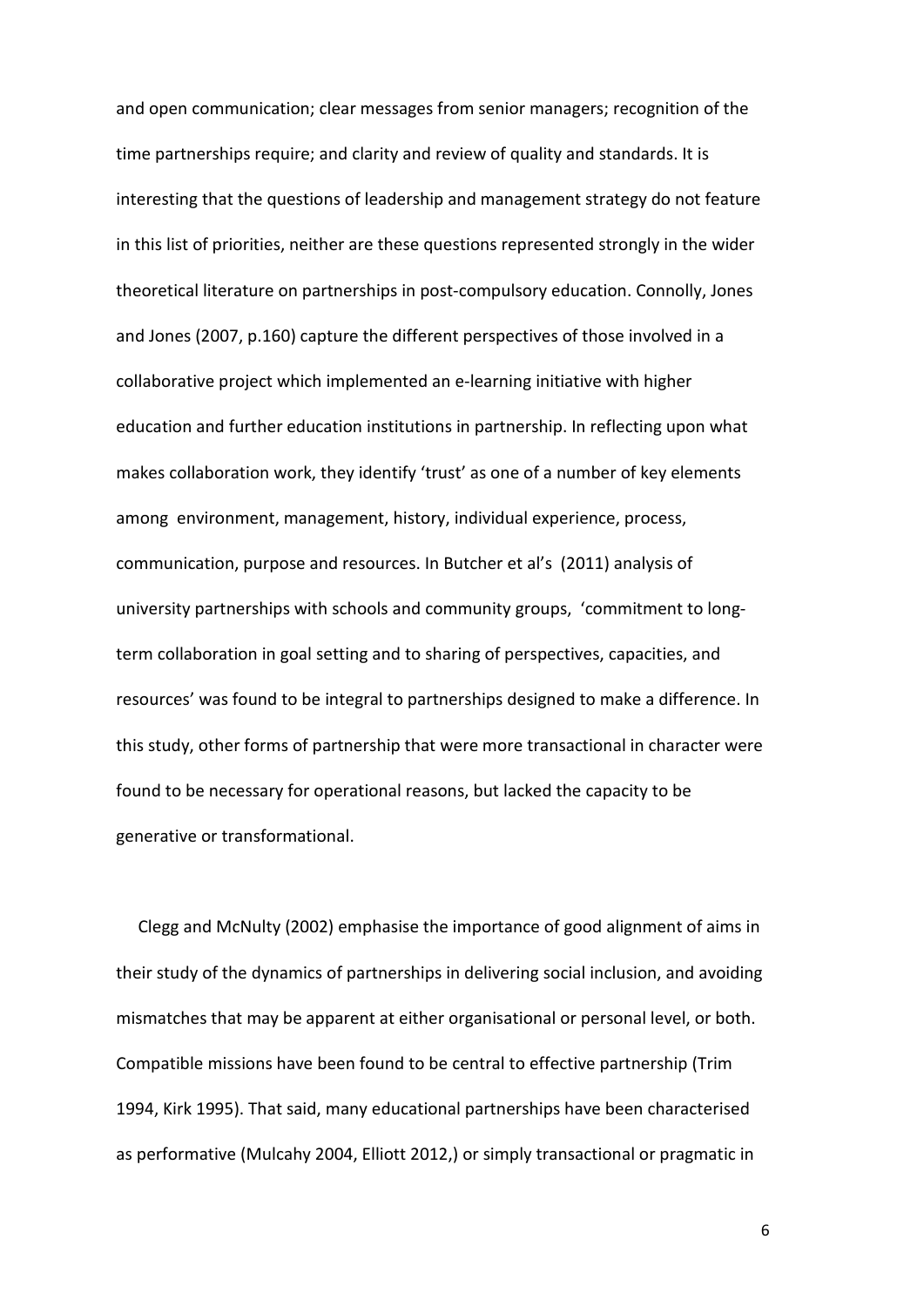and open communication; clear messages from senior managers; recognition of the time partnerships require; and clarity and review of quality and standards. It is interesting that the questions of leadership and management strategy do not feature in this list of priorities, neither are these questions represented strongly in the wider theoretical literature on partnerships in post-compulsory education. Connolly, Jones and Jones (2007, p.160) capture the different perspectives of those involved in a collaborative project which implemented an e-learning initiative with higher education and further education institutions in partnership. In reflecting upon what makes collaboration work, they identify 'trust' as one of a number of key elements among environment, management, history, individual experience, process, communication, purpose and resources. In Butcher et al's (2011) analysis of university partnerships with schools and community groups, 'commitment to long-term collaboration in goal setting and to sharing of perspectives, capacities, and resources' was found to be integral to partnerships designed to make a difference. In this study, other forms of partnership that were more transactional in character were found to be necessary for operational reasons, but lacked the capacity to be generative or transformational.

Clegg and McNulty (2002) emphasise the importance of good alignment of aims in their study of the dynamics of partnerships in delivering social inclusion, and avoiding mismatches that may be apparent at either organisational or personal level, or both. Compatible missions have been found to be central to effective partnership (Trim 1994, Kirk 1995). That said, many educational partnerships have been characterised as performative (Mulcahy 2004, Elliott 2012,) or simply transactional or pragmatic in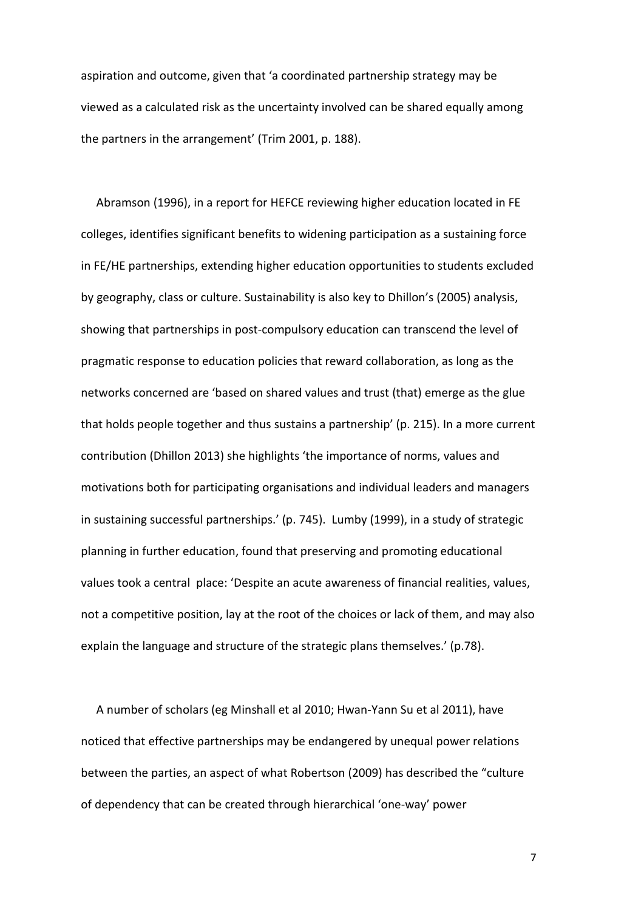aspiration and outcome, given that 'a coordinated partnership strategy may be viewed as a calculated risk as the uncertainty involved can be shared equally among the partners in the arrangement' (Trim 2001, p. 188).

Abramson (1996), in a report for HEFCE reviewing higher education located in FE colleges, identifies significant benefits to widening participation as a sustaining force in FE/HE partnerships, extending higher education opportunities to students excluded by geography, class or culture. Sustainability is also key to Dhillon's (2005) analysis, showing that partnerships in post-compulsory education can transcend the level of pragmatic response to education policies that reward collaboration, as long as the networks concerned are 'based on shared values and trust (that) emerge as the glue that holds people together and thus sustains a partnership' (p. 215). In a more current contribution (Dhillon 2013) she highlights 'the importance of norms, values and motivations both for participating organisations and individual leaders and managers in sustaining successful partnerships.' (p. 745). Lumby (1999), in a study of strategic planning in further education, found that preserving and promoting educational values took a central place: 'Despite an acute awareness of financial realities, values, not a competitive position, lay at the root of the choices or lack of them, and may also explain the language and structure of the strategic plans themselves.' (p.78).

A number of scholars (eg Minshall et al 2010; Hwan-Yann Su et al 2011), have noticed that effective partnerships may be endangered by unequal power relations between the parties, an aspect of what Robertson (2009) has described the "culture of dependency that can be created through hierarchical 'one-way' power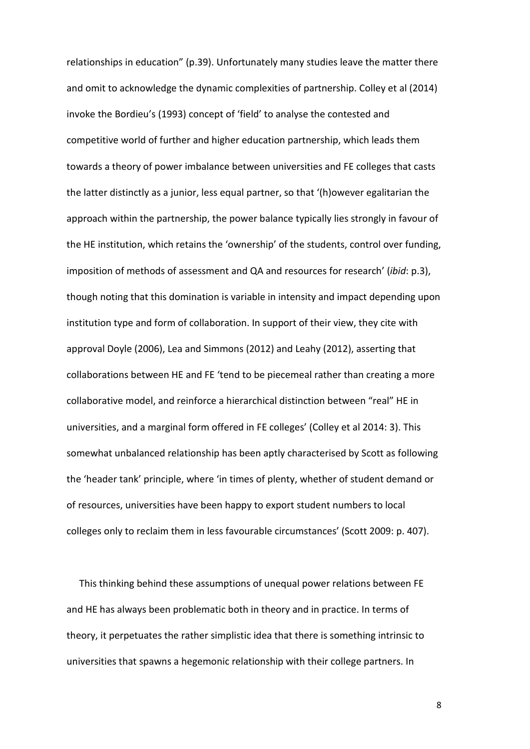relationships in education" (p.39). Unfortunately many studies leave the matter there and omit to acknowledge the dynamic complexities of partnership. Colley et al (2014) invoke the Bordieu's (1993) concept of 'field' to analyse the contested and competitive world of further and higher education partnership, which leads them towards a theory of power imbalance between universities and FE colleges that casts the latter distinctly as a junior, less equal partner, so that '(h)owever egalitarian the approach within the partnership, the power balance typically lies strongly in favour of the HE institution, which retains the 'ownership' of the students, control over funding, imposition of methods of assessment and QA and resources for research' (*ibid*: p.3), though noting that this domination is variable in intensity and impact depending upon institution type and form of collaboration. In support of their view, they cite with approval Doyle (2006), Lea and Simmons (2012) and Leahy (2012), asserting that collaborations between HE and FE 'tend to be piecemeal rather than creating a more collaborative model, and reinforce a hierarchical distinction between "real" HE in universities, and a marginal form offered in FE colleges' (Colley et al 2014: 3). This somewhat unbalanced relationship has been aptly characterised by Scott as following the 'header tank' principle, where 'in times of plenty, whether of student demand or of resources, universities have been happy to export student numbers to local colleges only to reclaim them in less favourable circumstances' (Scott 2009: p. 407).

This thinking behind these assumptions of unequal power relations between FE and HE has always been problematic both in theory and in practice. In terms of theory, it perpetuates the rather simplistic idea that there is something intrinsic to universities that spawns a hegemonic relationship with their college partners. In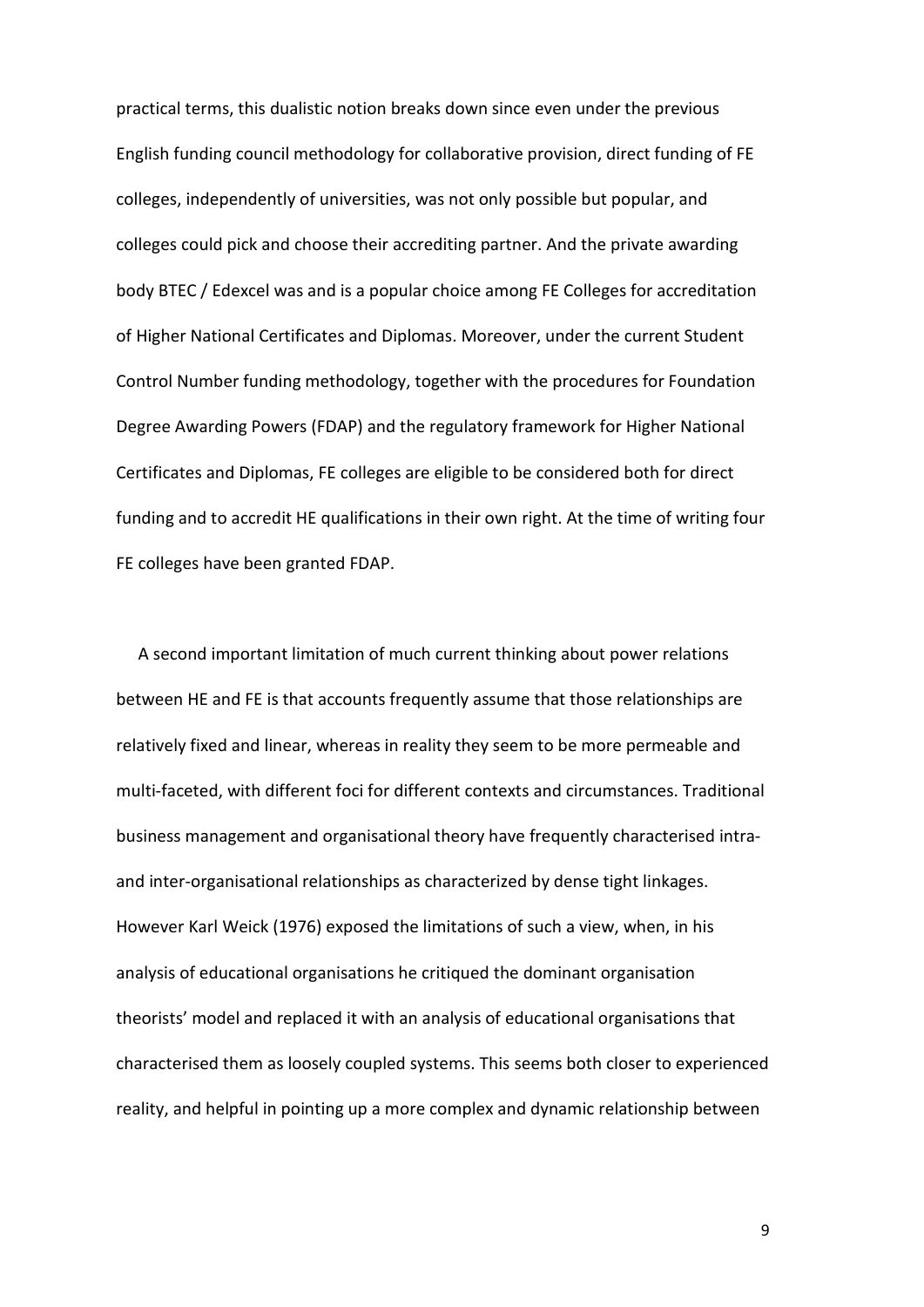practical terms, this dualistic notion breaks down since even under the previous English funding council methodology for collaborative provision, direct funding of FE colleges, independently of universities, was not only possible but popular, and colleges could pick and choose their accrediting partner. And the private awarding body BTEC / Edexcel was and is a popular choice among FE Colleges for accreditation of Higher National Certificates and Diplomas. Moreover, under the current Student Control Number funding methodology, together with the procedures for Foundation Degree Awarding Powers (FDAP) and the regulatory framework for Higher National Certificates and Diplomas, FE colleges are eligible to be considered both for direct funding and to accredit HE qualifications in their own right. At the time of writing four FE colleges have been granted FDAP.

A second important limitation of much current thinking about power relations between HE and FE is that accounts frequently assume that those relationships are relatively fixed and linear, whereas in reality they seem to be more permeable and multi-faceted, with different foci for different contexts and circumstances. Traditional business management and organisational theory have frequently characterised intra- and inter-organisational relationships as characterized by dense tight linkages. However Karl Weick (1976) exposed the limitations of such a view, when, in his analysis of educational organisations he critiqued the dominant organisation theorists' model and replaced it with an analysis of educational organisations that characterised them as loosely coupled systems. This seems both closer to experienced reality, and helpful in pointing up a more complex and dynamic relationship between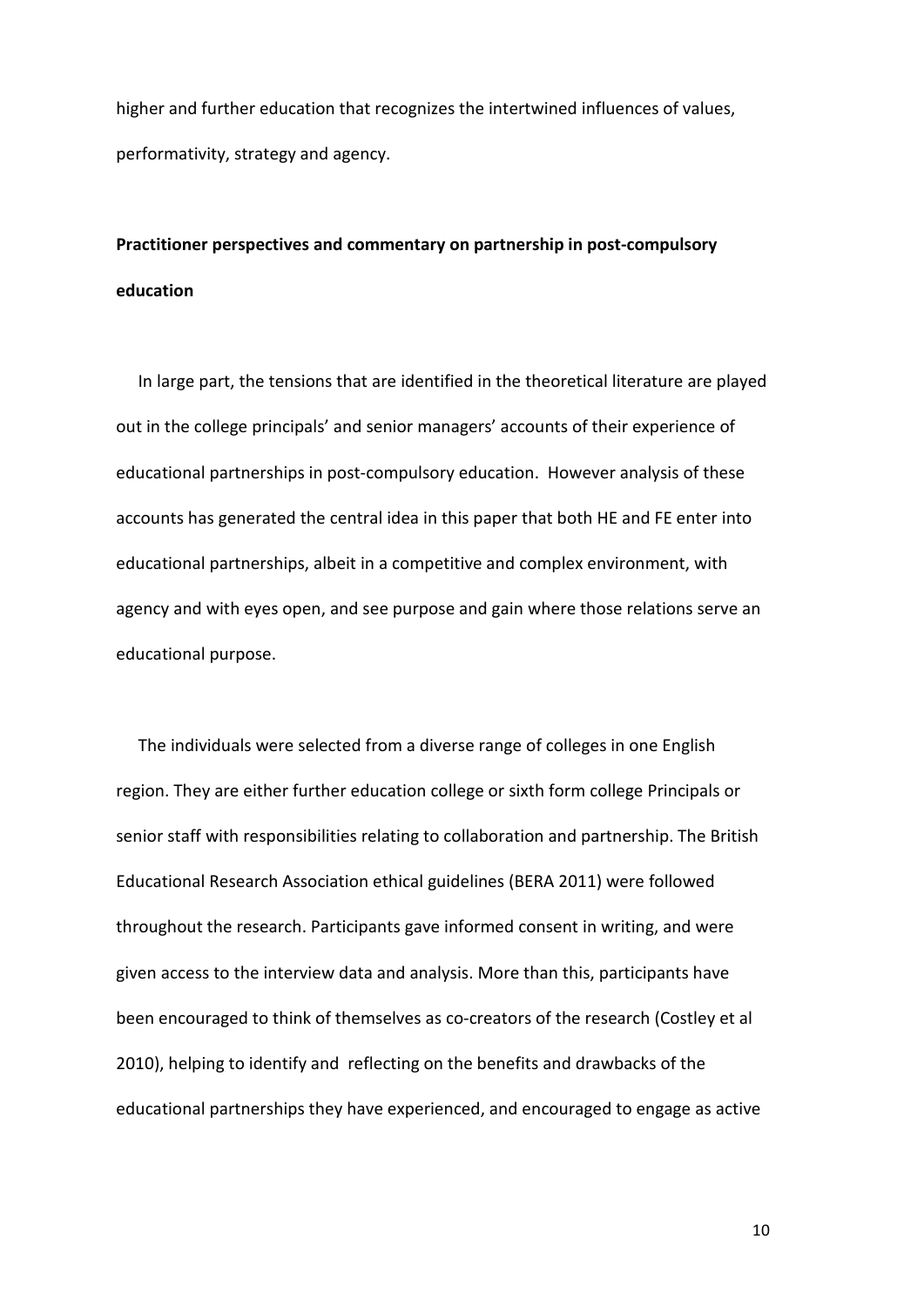higher and further education that recognizes the intertwined influences of values, performativity, strategy and agency.

## Practitioner perspectives and commentary on partnership in post-compulsory education

In large part, the tensions that are identified in the theoretical literature are played out in the college principals' and senior managers' accounts of their experience of educational partnerships in post-compulsory education. However analysis of these accounts has generated the central idea in this paper that both HE and FE enter into educational partnerships, albeit in a competitive and complex environment, with agency and with eyes open, and see purpose and gain where those relations serve an educational purpose.

The individuals were selected from a diverse range of colleges in one English region. They are either further education college or sixth form college Principals or senior staff with responsibilities relating to collaboration and partnership. The British Educational Research Association ethical guidelines (BERA 2011) were followed throughout the research. Participants gave informed consent in writing, and were given access to the interview data and analysis. More than this, participants have been encouraged to think of themselves as co-creators of the research (Costley et al 2010), helping to identify and reflecting on the benefits and drawbacks of the educational partnerships they have experienced, and encouraged to engage as active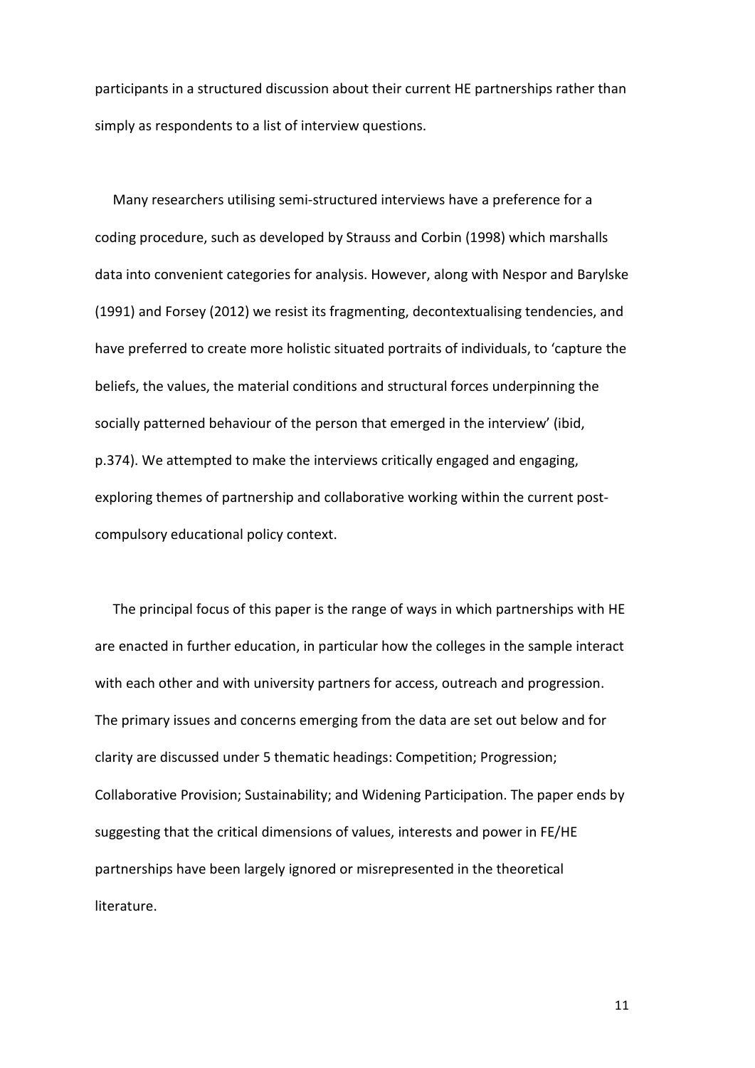participants in a structured discussion about their current HE partnerships rather than simply as respondents to a list of interview questions.

Many researchers utilising semi-structured interviews have a preference for a coding procedure, such as developed by Strauss and Corbin (1998) which marshalls data into convenient categories for analysis. However, along with Nespor and Barylske (1991) and Forsey (2012) we resist its fragmenting, decontextualising tendencies, and have preferred to create more holistic situated portraits of individuals, to 'capture the beliefs, the values, the material conditions and structural forces underpinning the socially patterned behaviour of the person that emerged in the interview' (ibid, p.374). We attempted to make the interviews critically engaged and engaging, exploring themes of partnership and collaborative working within the current post-compulsory educational policy context.

The principal focus of this paper is the range of ways in which partnerships with HE are enacted in further education, in particular how the colleges in the sample interact with each other and with university partners for access, outreach and progression. The primary issues and concerns emerging from the data are set out below and for clarity are discussed under 5 thematic headings: Competition; Progression; Collaborative Provision; Sustainability; and Widening Participation. The paper ends by suggesting that the critical dimensions of values, interests and power in FE/HE partnerships have been largely ignored or misrepresented in the theoretical literature.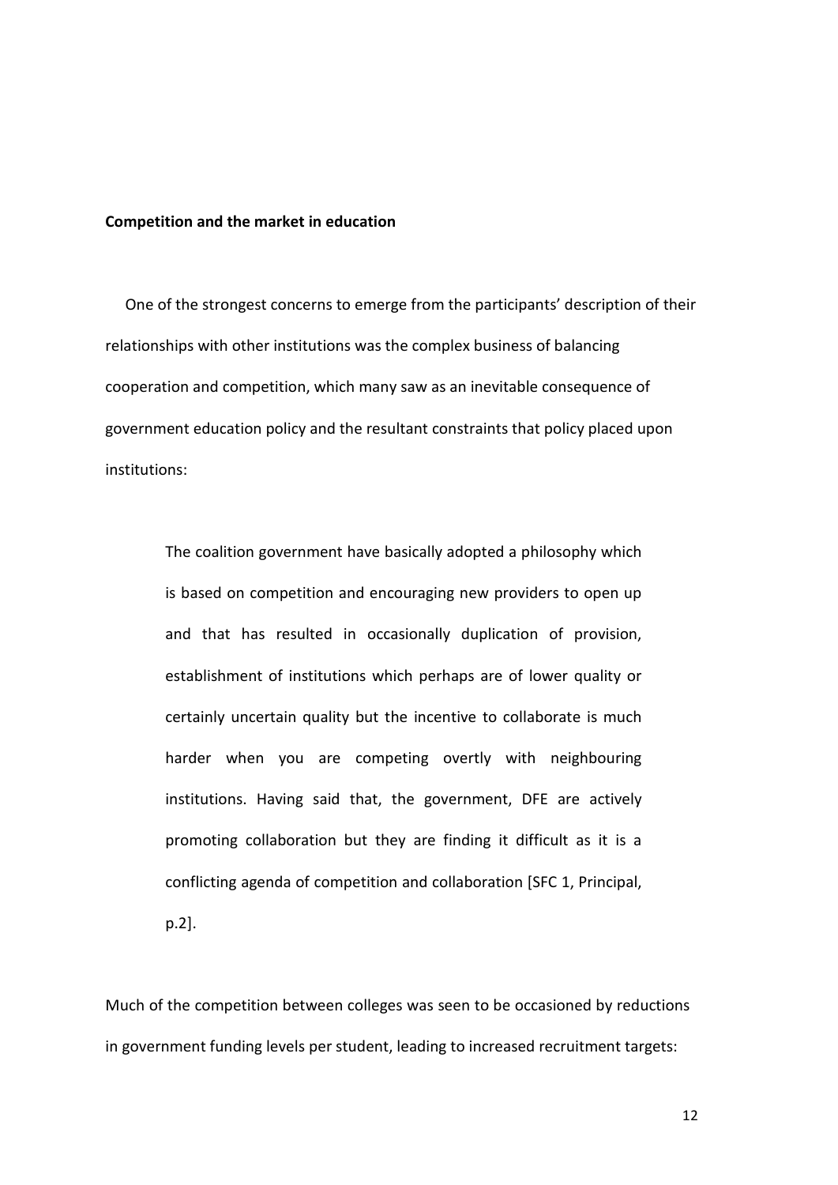**Competition and the market in education**

One of the strongest concerns to emerge from the participants' description of their relationships with other institutions was the complex business of balancing cooperation and competition, which many saw as an inevitable consequence of government education policy and the resultant constraints that policy placed upon institutions:

> The coalition government have basically adopted a philosophy which is based on competition and encouraging new providers to open up and that has resulted in occasionally duplication of provision, establishment of institutions which perhaps are of lower quality or certainly uncertain quality but the incentive to collaborate is much harder when you are competing overtly with neighbouring institutions. Having said that, the government, DFE are actively promoting collaboration but they are finding it difficult as it is a conflicting agenda of competition and collaboration [SFC 1, Principal, p.2].

Much of the competition between colleges was seen to be occasioned by reductions in government funding levels per student, leading to increased recruitment targets: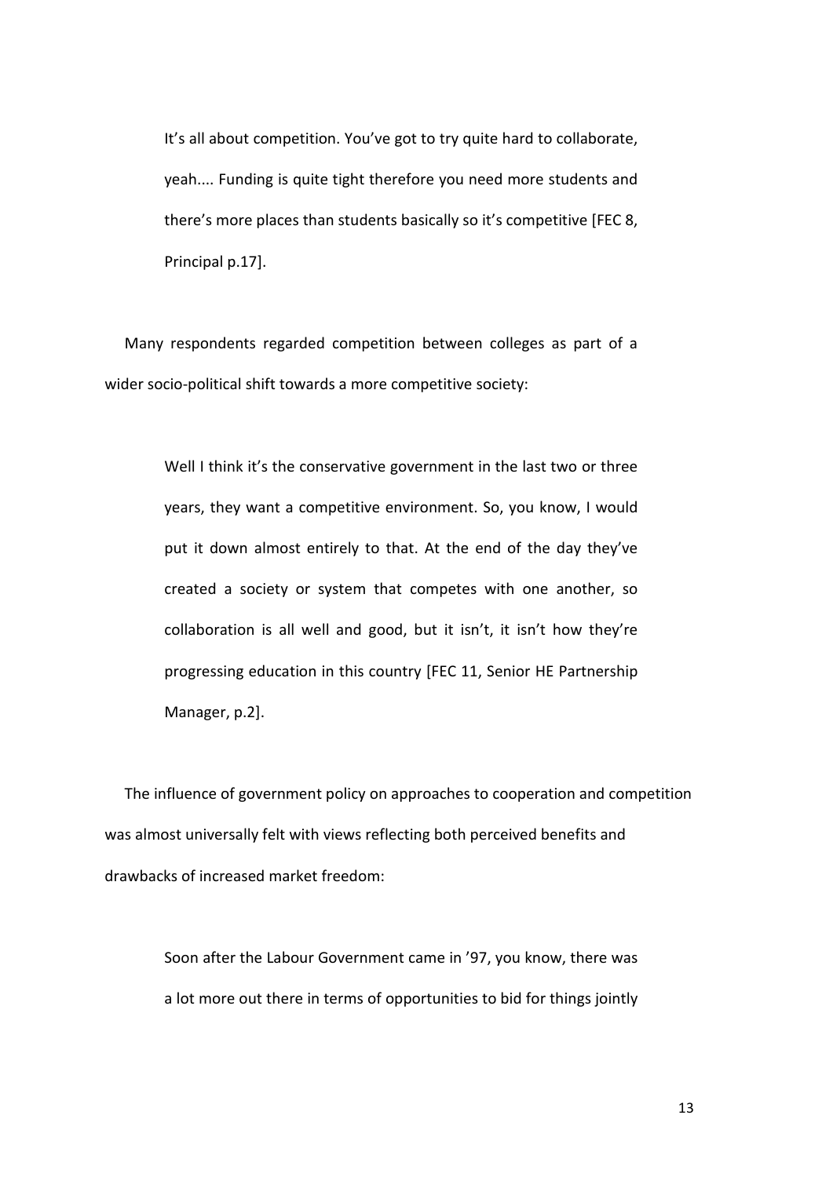> It's all about competition. You've got to try quite hard to collaborate, yeah.... Funding is quite tight therefore you need more students and there's more places than students basically so it's competitive [FEC 8, Principal p.17].

Many respondents regarded competition between colleges as part of a wider socio-political shift towards a more competitive society:

> Well I think it's the conservative government in the last two or three years, they want a competitive environment. So, you know, I would put it down almost entirely to that. At the end of the day they've created a society or system that competes with one another, so collaboration is all well and good, but it isn't, it isn't how they're progressing education in this country [FEC 11, Senior HE Partnership Manager, p.2].

The influence of government policy on approaches to cooperation and competition was almost universally felt with views reflecting both perceived benefits and drawbacks of increased market freedom:

> Soon after the Labour Government came in '97, you know, there was a lot more out there in terms of opportunities to bid for things jointly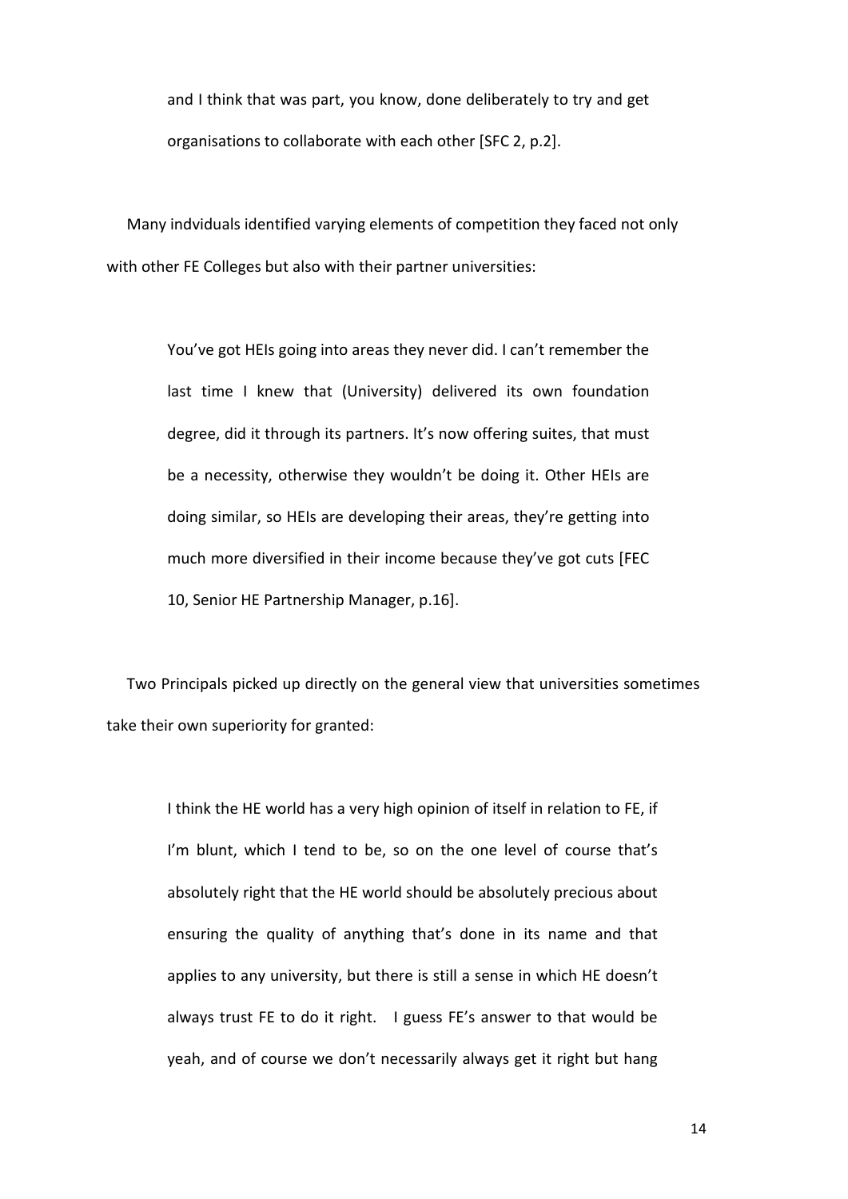and I think that was part, you know, done deliberately to try and get organisations to collaborate with each other [SFC 2, p.2].

Many indviduals identified varying elements of competition they faced not only with other FE Colleges but also with their partner universities:

> You've got HEIs going into areas they never did. I can't remember the last time I knew that (University) delivered its own foundation degree, did it through its partners. It's now offering suites, that must be a necessity, otherwise they wouldn't be doing it. Other HEIs are doing similar, so HEIs are developing their areas, they're getting into much more diversified in their income because they've got cuts [FEC 10, Senior HE Partnership Manager, p.16].

Two Principals picked up directly on the general view that universities sometimes take their own superiority for granted:

> I think the HE world has a very high opinion of itself in relation to FE, if I'm blunt, which I tend to be, so on the one level of course that's absolutely right that the HE world should be absolutely precious about ensuring the quality of anything that's done in its name and that applies to any university, but there is still a sense in which HE doesn't always trust FE to do it right. I guess FE's answer to that would be yeah, and of course we don't necessarily always get it right but hang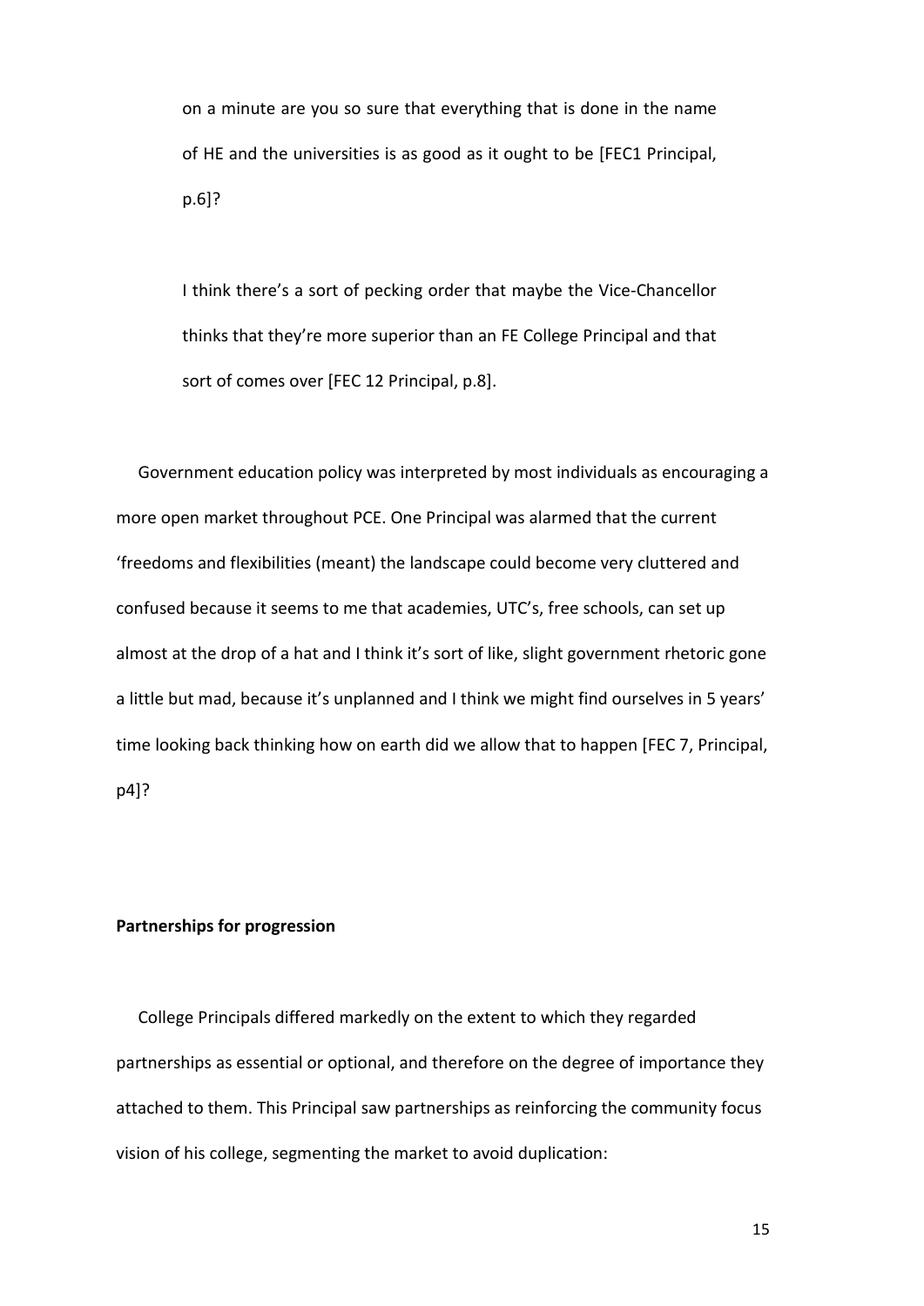on a minute are you so sure that everything that is done in the name of HE and the universities is as good as it ought to be [FEC1 Principal, p.6]?

I think there's a sort of pecking order that maybe the Vice-Chancellor thinks that they're more superior than an FE College Principal and that sort of comes over [FEC 12 Principal, p.8].

Government education policy was interpreted by most individuals as encouraging a more open market throughout PCE. One Principal was alarmed that the current 'freedoms and flexibilities (meant) the landscape could become very cluttered and confused because it seems to me that academies, UTC's, free schools, can set up almost at the drop of a hat and I think it's sort of like, slight government rhetoric gone a little but mad, because it's unplanned and I think we might find ourselves in 5 years' time looking back thinking how on earth did we allow that to happen [FEC 7, Principal, p4]?

**Partnerships for progression**

College Principals differed markedly on the extent to which they regarded partnerships as essential or optional, and therefore on the degree of importance they attached to them. This Principal saw partnerships as reinforcing the community focus vision of his college, segmenting the market to avoid duplication: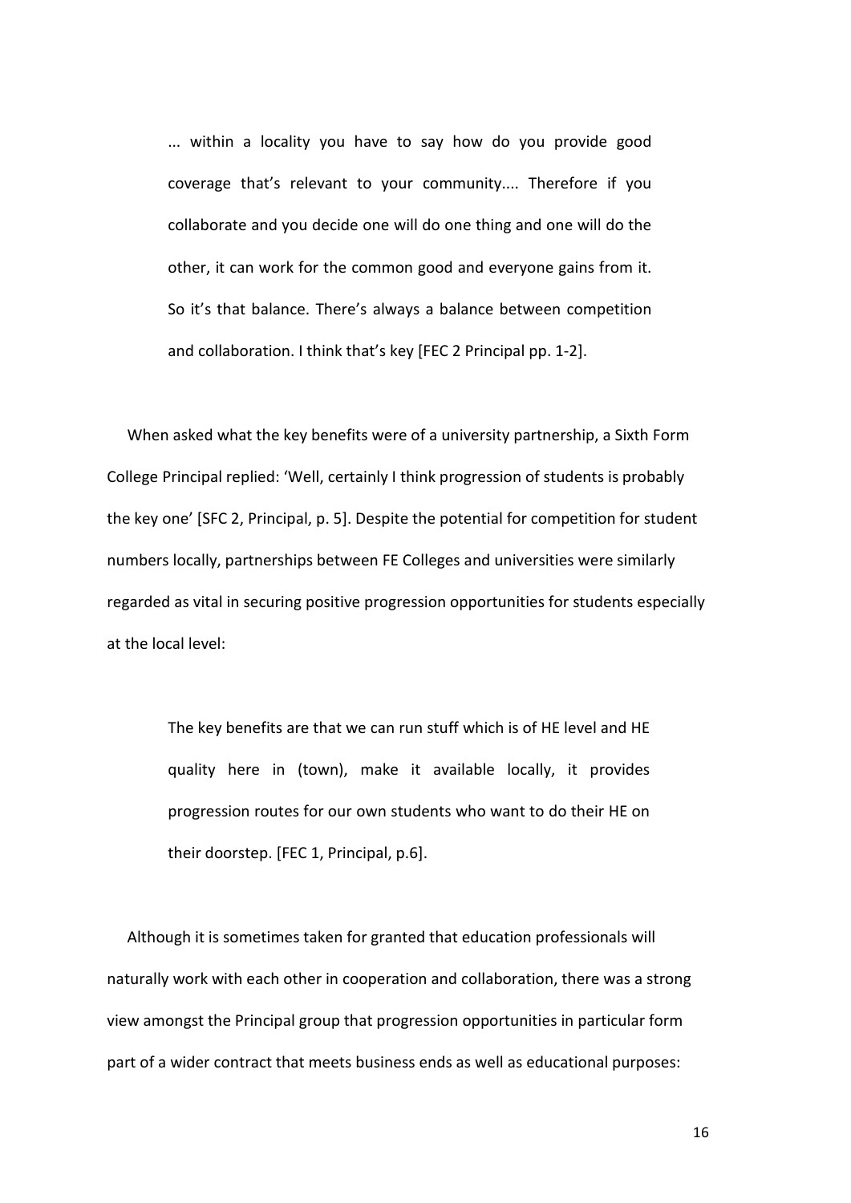> ... within a locality you have to say how do you provide good coverage that's relevant to your community.... Therefore if you collaborate and you decide one will do one thing and one will do the other, it can work for the common good and everyone gains from it. So it's that balance. There's always a balance between competition and collaboration. I think that's key [FEC 2 Principal pp. 1-2].

When asked what the key benefits were of a university partnership, a Sixth Form College Principal replied: 'Well, certainly I think progression of students is probably the key one' [SFC 2, Principal, p. 5]. Despite the potential for competition for student numbers locally, partnerships between FE Colleges and universities were similarly regarded as vital in securing positive progression opportunities for students especially at the local level:

> The key benefits are that we can run stuff which is of HE level and HE quality here in (town), make it available locally, it provides progression routes for our own students who want to do their HE on their doorstep. [FEC 1, Principal, p.6].

Although it is sometimes taken for granted that education professionals will naturally work with each other in cooperation and collaboration, there was a strong view amongst the Principal group that progression opportunities in particular form part of a wider contract that meets business ends as well as educational purposes: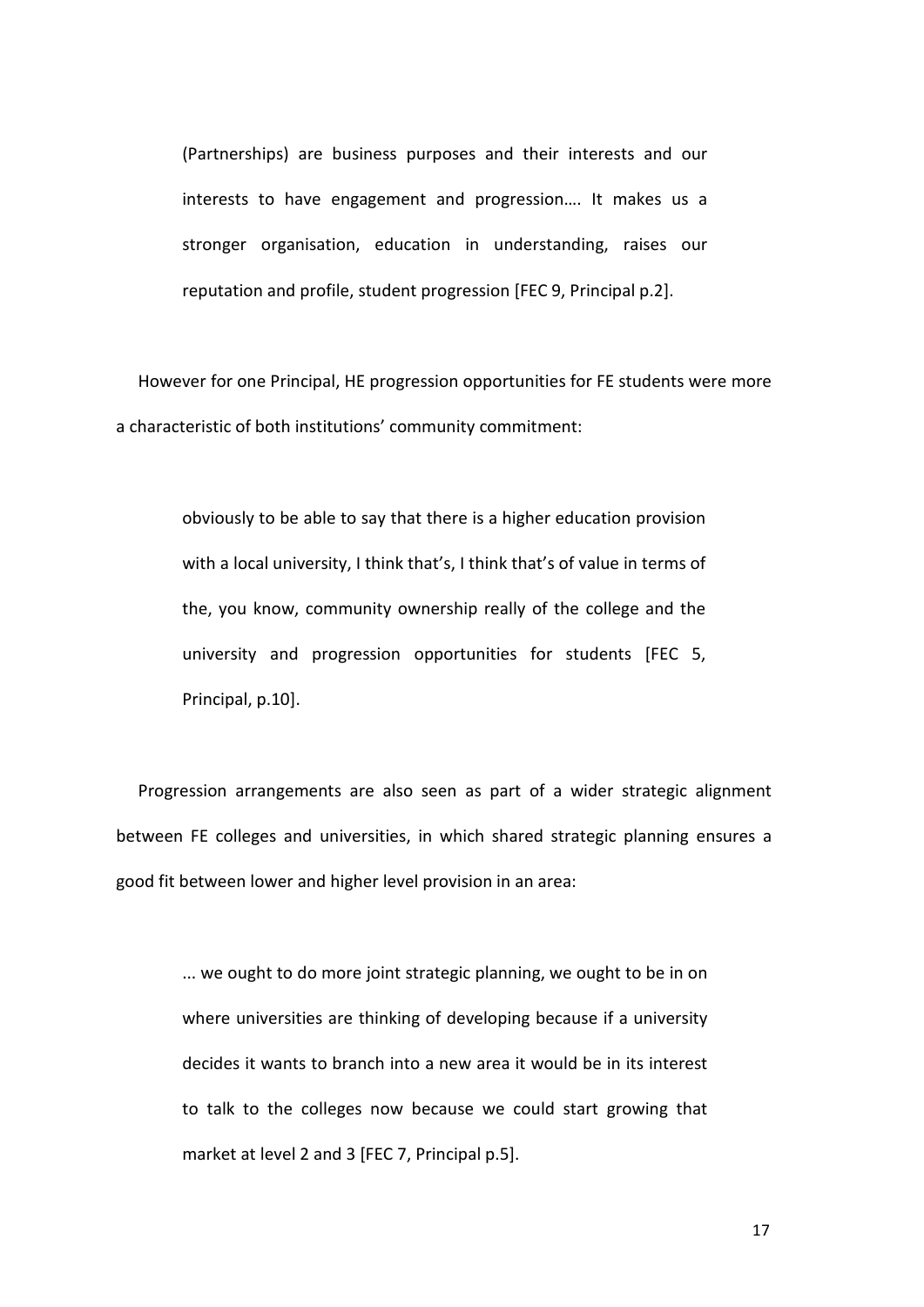> (Partnerships) are business purposes and their interests and our interests to have engagement and progression…. It makes us a stronger organisation, education in understanding, raises our reputation and profile, student progression [FEC 9, Principal p.2].

However for one Principal, HE progression opportunities for FE students were more a characteristic of both institutions' community commitment:

> obviously to be able to say that there is a higher education provision with a local university, I think that's, I think that's of value in terms of the, you know, community ownership really of the college and the university and progression opportunities for students [FEC 5, Principal, p.10].

Progression arrangements are also seen as part of a wider strategic alignment between FE colleges and universities, in which shared strategic planning ensures a good fit between lower and higher level provision in an area:

> ... we ought to do more joint strategic planning, we ought to be in on where universities are thinking of developing because if a university decides it wants to branch into a new area it would be in its interest to talk to the colleges now because we could start growing that market at level 2 and 3 [FEC 7, Principal p.5].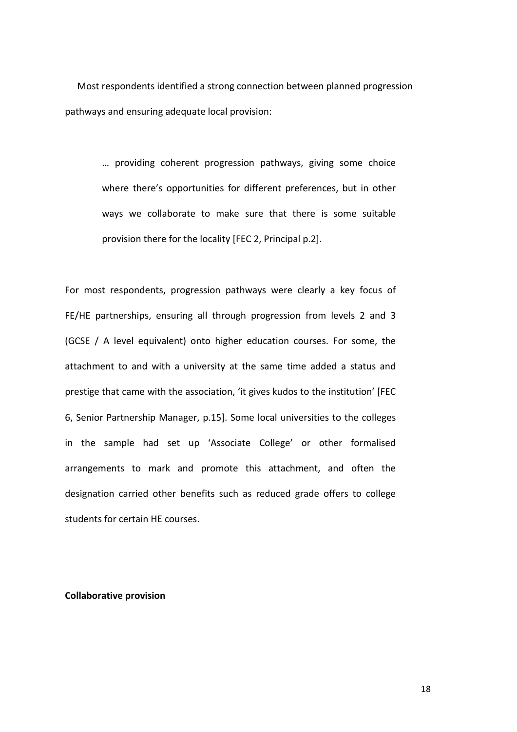Most respondents identified a strong connection between planned progression pathways and ensuring adequate local provision:

> … providing coherent progression pathways, giving some choice where there's opportunities for different preferences, but in other ways we collaborate to make sure that there is some suitable provision there for the locality [FEC 2, Principal p.2].

For most respondents, progression pathways were clearly a key focus of FE/HE partnerships, ensuring all through progression from levels 2 and 3 (GCSE / A level equivalent) onto higher education courses. For some, the attachment to and with a university at the same time added a status and prestige that came with the association, 'it gives kudos to the institution' [FEC 6, Senior Partnership Manager, p.15]. Some local universities to the colleges in the sample had set up 'Associate College' or other formalised arrangements to mark and promote this attachment, and often the designation carried other benefits such as reduced grade offers to college students for certain HE courses.

**Collaborative provision**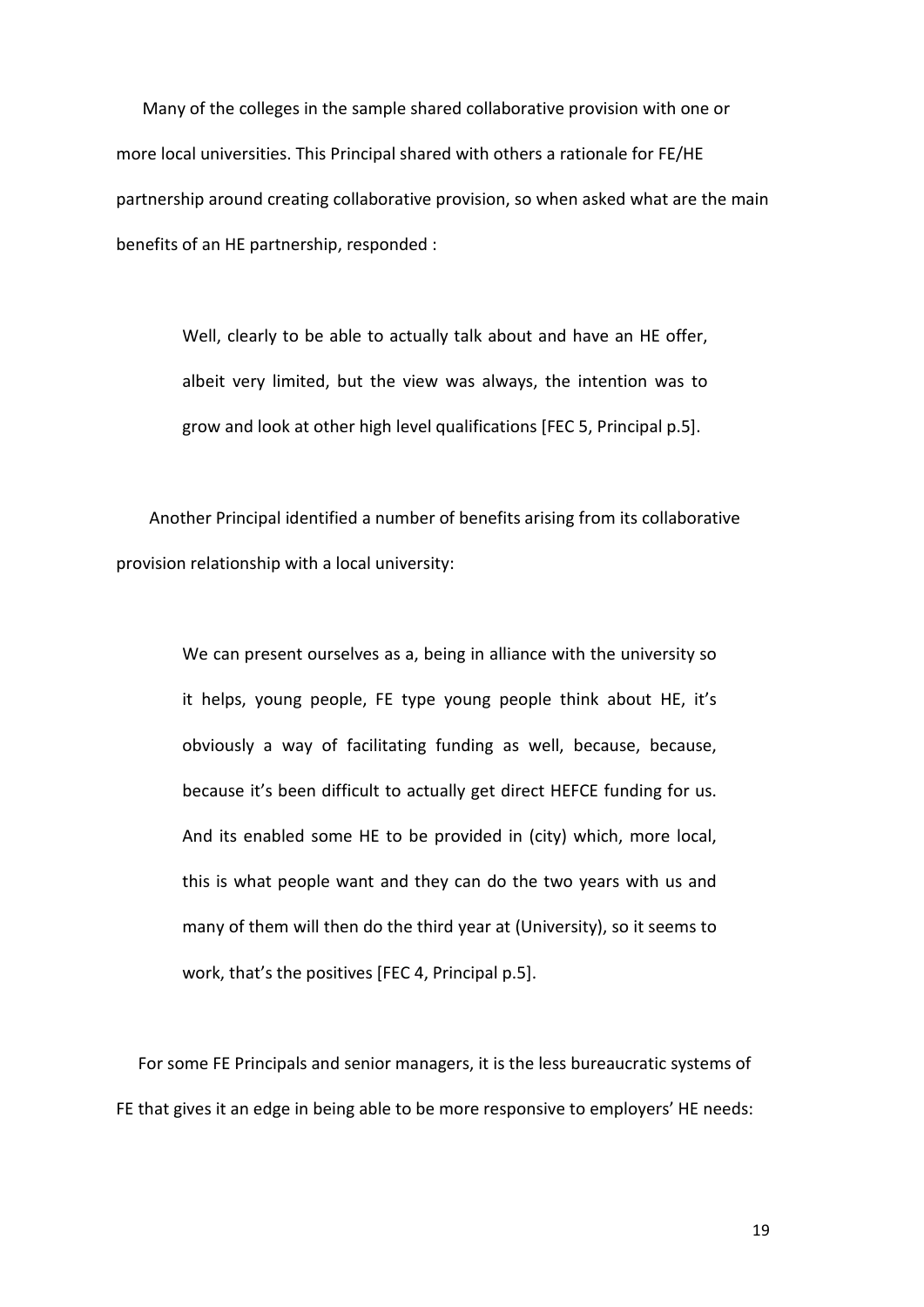Many of the colleges in the sample shared collaborative provision with one or more local universities. This Principal shared with others a rationale for FE/HE partnership around creating collaborative provision, so when asked what are the main benefits of an HE partnership, responded :

> Well, clearly to be able to actually talk about and have an HE offer, albeit very limited, but the view was always, the intention was to grow and look at other high level qualifications [FEC 5, Principal p.5].

Another Principal identified a number of benefits arising from its collaborative provision relationship with a local university:

> We can present ourselves as a, being in alliance with the university so it helps, young people, FE type young people think about HE, it's obviously a way of facilitating funding as well, because, because, because it's been difficult to actually get direct HEFCE funding for us. And its enabled some HE to be provided in (city) which, more local, this is what people want and they can do the two years with us and many of them will then do the third year at (University), so it seems to work, that's the positives [FEC 4, Principal p.5].

For some FE Principals and senior managers, it is the less bureaucratic systems of FE that gives it an edge in being able to be more responsive to employers' HE needs: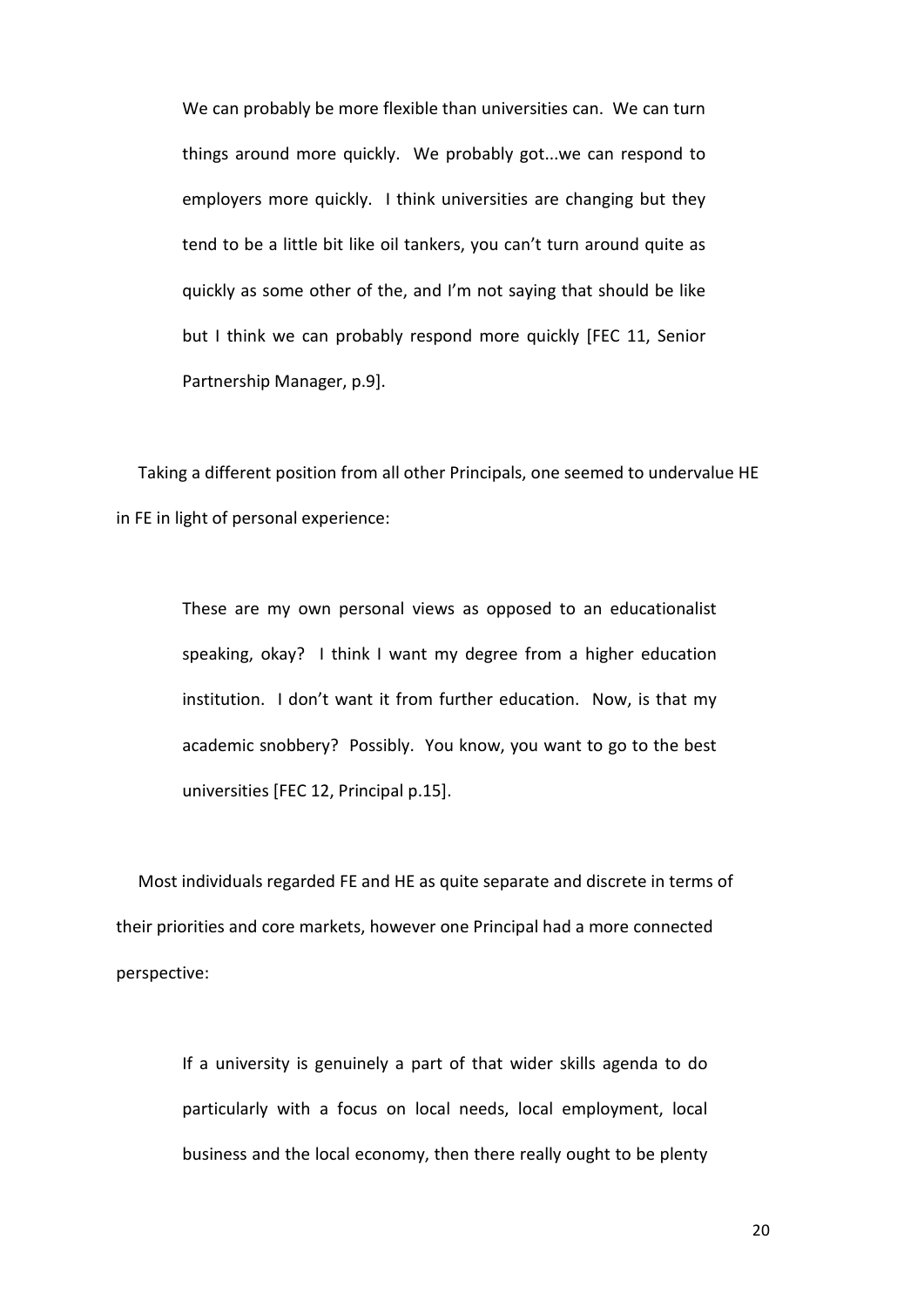> We can probably be more flexible than universities can. We can turn things around more quickly. We probably got...we can respond to employers more quickly. I think universities are changing but they tend to be a little bit like oil tankers, you can't turn around quite as quickly as some other of the, and I'm not saying that should be like but I think we can probably respond more quickly [FEC 11, Senior Partnership Manager, p.9].

Taking a different position from all other Principals, one seemed to undervalue HE in FE in light of personal experience:

> These are my own personal views as opposed to an educationalist speaking, okay? I think I want my degree from a higher education institution. I don't want it from further education. Now, is that my academic snobbery? Possibly. You know, you want to go to the best universities [FEC 12, Principal p.15].

Most individuals regarded FE and HE as quite separate and discrete in terms of their priorities and core markets, however one Principal had a more connected perspective:

> If a university is genuinely a part of that wider skills agenda to do particularly with a focus on local needs, local employment, local business and the local economy, then there really ought to be plenty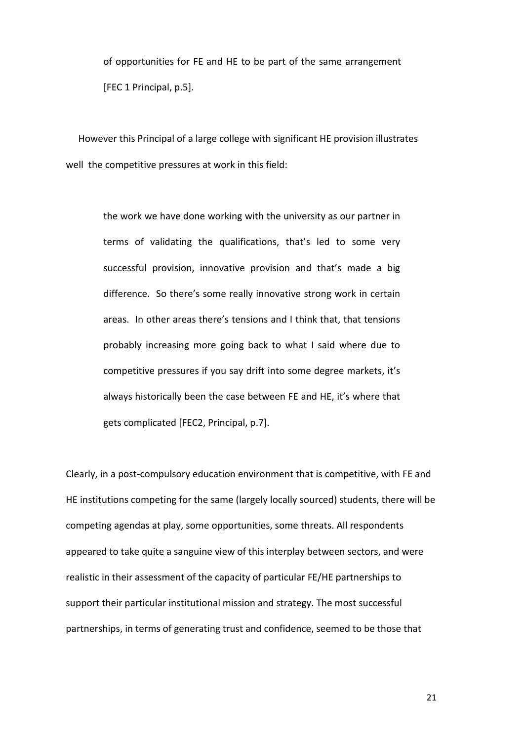of opportunities for FE and HE to be part of the same arrangement [FEC 1 Principal, p.5].

However this Principal of a large college with significant HE provision illustrates well the competitive pressures at work in this field:

> the work we have done working with the university as our partner in terms of validating the qualifications, that's led to some very successful provision, innovative provision and that's made a big difference. So there's some really innovative strong work in certain areas. In other areas there's tensions and I think that, that tensions probably increasing more going back to what I said where due to competitive pressures if you say drift into some degree markets, it's always historically been the case between FE and HE, it's where that gets complicated [FEC2, Principal, p.7].

Clearly, in a post-compulsory education environment that is competitive, with FE and HE institutions competing for the same (largely locally sourced) students, there will be competing agendas at play, some opportunities, some threats. All respondents appeared to take quite a sanguine view of this interplay between sectors, and were realistic in their assessment of the capacity of particular FE/HE partnerships to support their particular institutional mission and strategy. The most successful partnerships, in terms of generating trust and confidence, seemed to be those that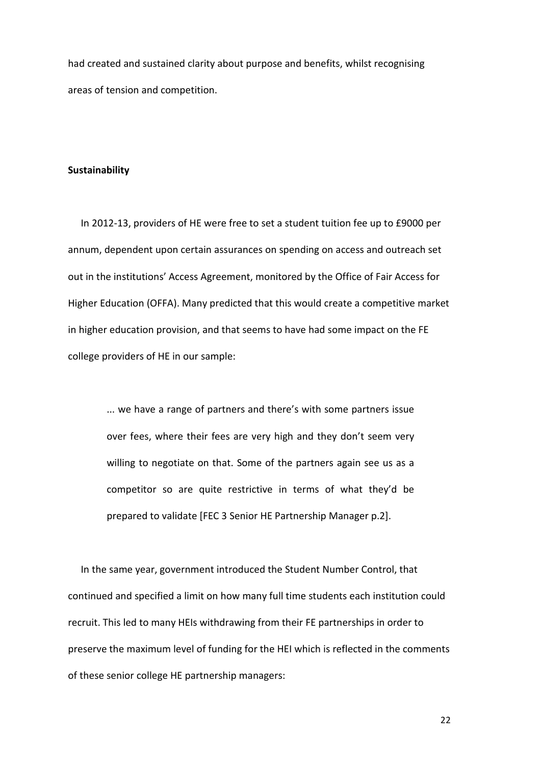had created and sustained clarity about purpose and benefits, whilst recognising areas of tension and competition.

**Sustainability**

In 2012-13, providers of HE were free to set a student tuition fee up to £9000 per annum, dependent upon certain assurances on spending on access and outreach set out in the institutions' Access Agreement, monitored by the Office of Fair Access for Higher Education (OFFA). Many predicted that this would create a competitive market in higher education provision, and that seems to have had some impact on the FE college providers of HE in our sample:

> ... we have a range of partners and there's with some partners issue over fees, where their fees are very high and they don't seem very willing to negotiate on that. Some of the partners again see us as a competitor so are quite restrictive in terms of what they'd be prepared to validate [FEC 3 Senior HE Partnership Manager p.2].

In the same year, government introduced the Student Number Control, that continued and specified a limit on how many full time students each institution could recruit. This led to many HEIs withdrawing from their FE partnerships in order to preserve the maximum level of funding for the HEI which is reflected in the comments of these senior college HE partnership managers: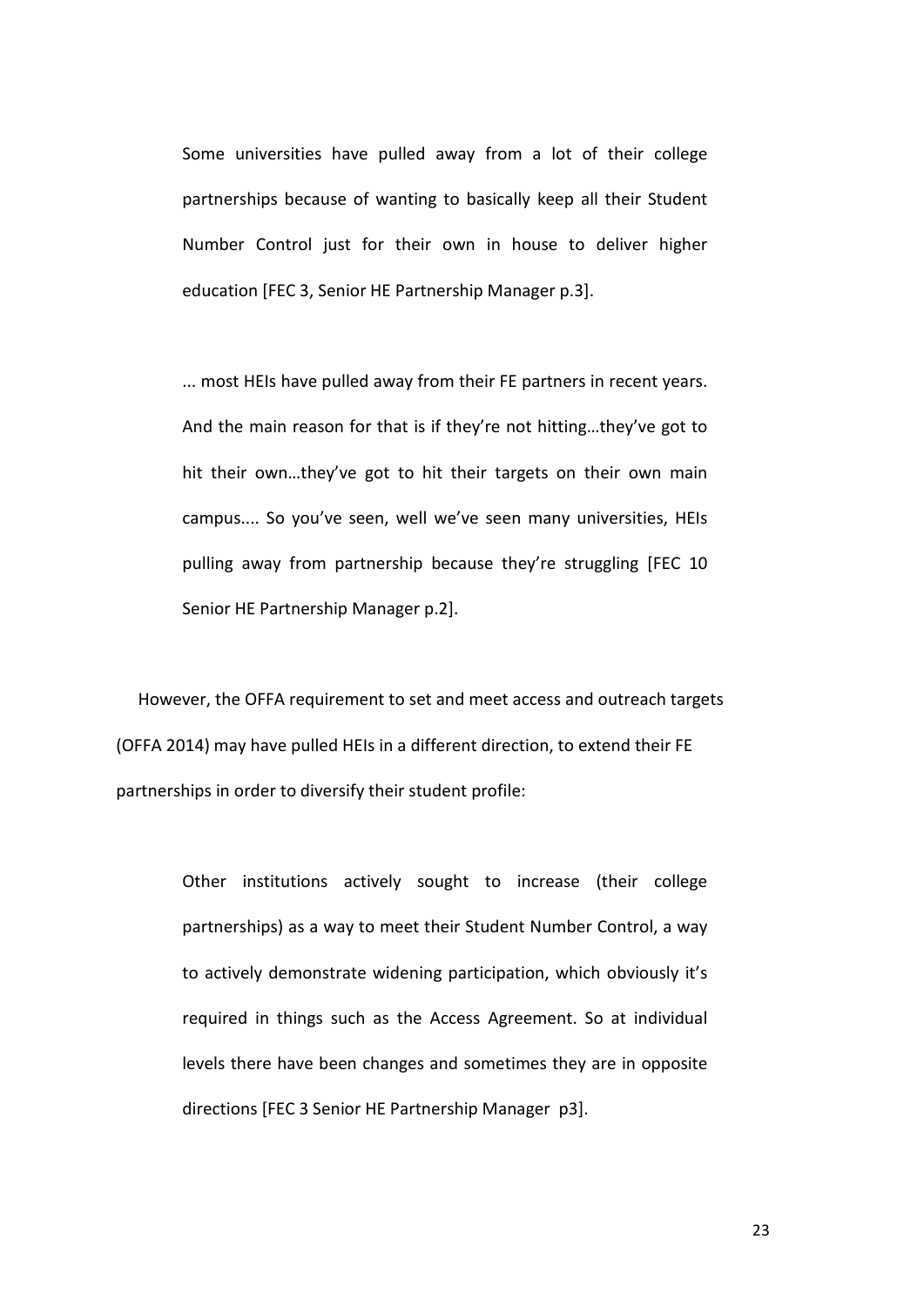> Some universities have pulled away from a lot of their college partnerships because of wanting to basically keep all their Student Number Control just for their own in house to deliver higher education [FEC 3, Senior HE Partnership Manager p.3].

> ... most HEIs have pulled away from their FE partners in recent years. And the main reason for that is if they're not hitting…they've got to hit their own…they've got to hit their targets on their own main campus.... So you've seen, well we've seen many universities, HEIs pulling away from partnership because they're struggling [FEC 10 Senior HE Partnership Manager p.2].

However, the OFFA requirement to set and meet access and outreach targets (OFFA 2014) may have pulled HEIs in a different direction, to extend their FE partnerships in order to diversify their student profile:

> Other institutions actively sought to increase (their college partnerships) as a way to meet their Student Number Control, a way to actively demonstrate widening participation, which obviously it's required in things such as the Access Agreement. So at individual levels there have been changes and sometimes they are in opposite directions [FEC 3 Senior HE Partnership Manager p3].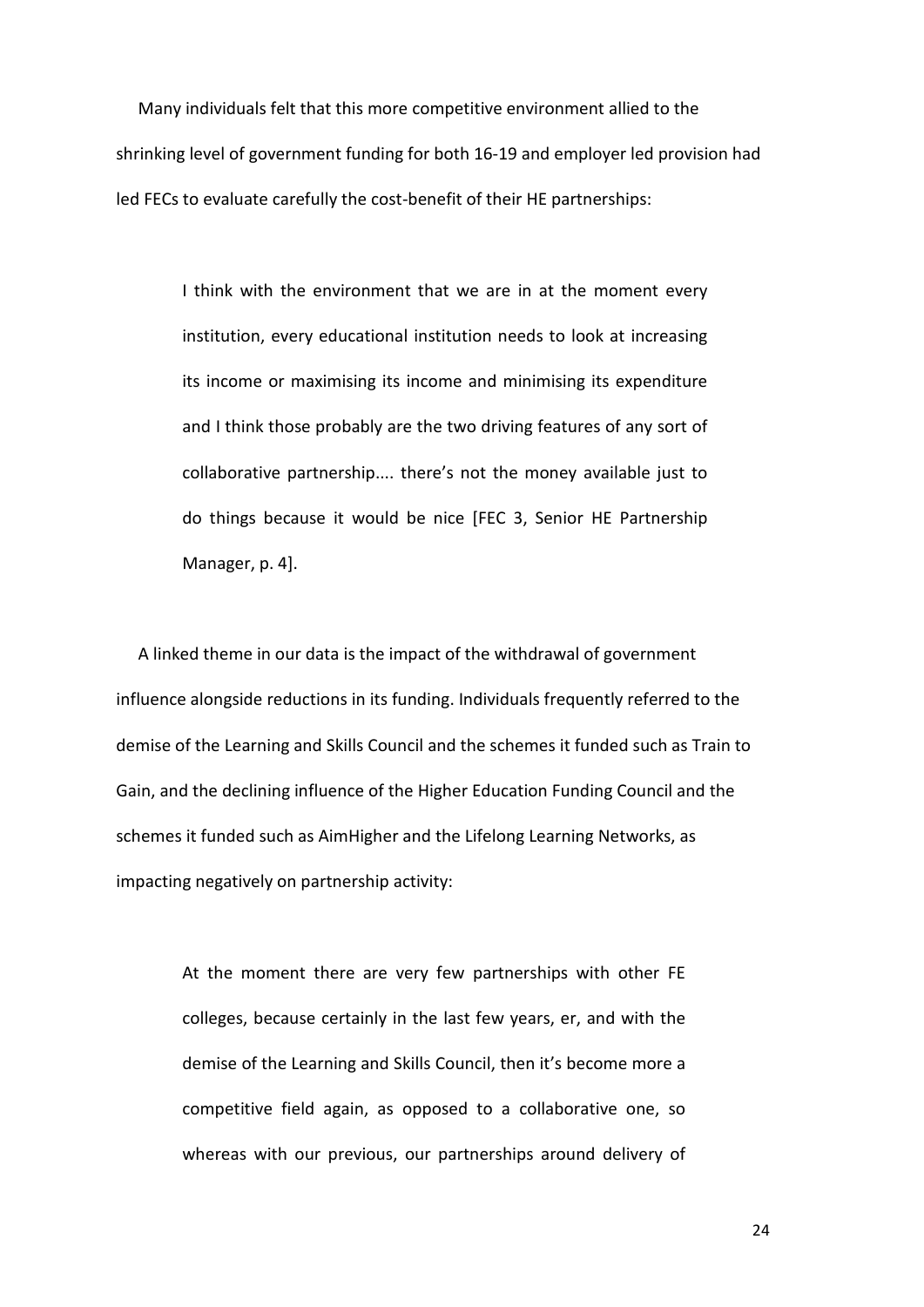Many individuals felt that this more competitive environment allied to the shrinking level of government funding for both 16-19 and employer led provision had led FECs to evaluate carefully the cost-benefit of their HE partnerships:

> I think with the environment that we are in at the moment every institution, every educational institution needs to look at increasing its income or maximising its income and minimising its expenditure and I think those probably are the two driving features of any sort of collaborative partnership.... there's not the money available just to do things because it would be nice [FEC 3, Senior HE Partnership Manager, p. 4].

A linked theme in our data is the impact of the withdrawal of government influence alongside reductions in its funding. Individuals frequently referred to the demise of the Learning and Skills Council and the schemes it funded such as Train to Gain, and the declining influence of the Higher Education Funding Council and the schemes it funded such as AimHigher and the Lifelong Learning Networks, as impacting negatively on partnership activity:

> At the moment there are very few partnerships with other FE colleges, because certainly in the last few years, er, and with the demise of the Learning and Skills Council, then it's become more a competitive field again, as opposed to a collaborative one, so whereas with our previous, our partnerships around delivery of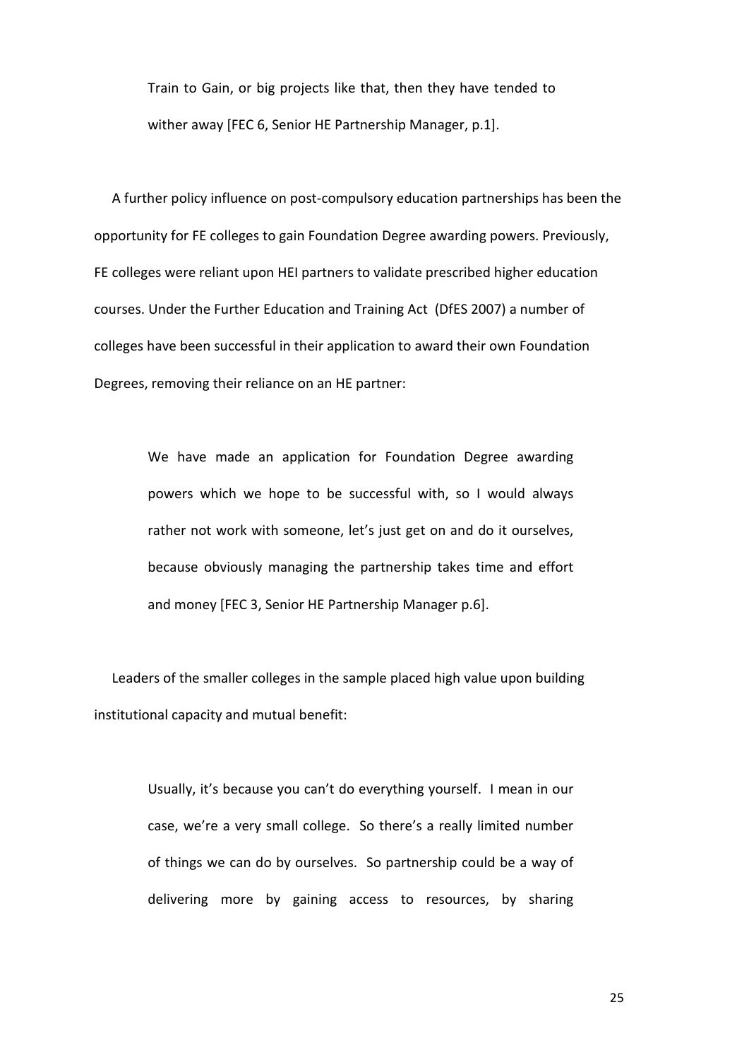> Train to Gain, or big projects like that, then they have tended to wither away [FEC 6, Senior HE Partnership Manager, p.1].

A further policy influence on post-compulsory education partnerships has been the opportunity for FE colleges to gain Foundation Degree awarding powers. Previously, FE colleges were reliant upon HEI partners to validate prescribed higher education courses. Under the Further Education and Training Act (DfES 2007) a number of colleges have been successful in their application to award their own Foundation Degrees, removing their reliance on an HE partner:

> We have made an application for Foundation Degree awarding powers which we hope to be successful with, so I would always rather not work with someone, let's just get on and do it ourselves, because obviously managing the partnership takes time and effort and money [FEC 3, Senior HE Partnership Manager p.6].

Leaders of the smaller colleges in the sample placed high value upon building institutional capacity and mutual benefit:

> Usually, it's because you can't do everything yourself. I mean in our case, we're a very small college. So there's a really limited number of things we can do by ourselves. So partnership could be a way of delivering more by gaining access to resources, by sharing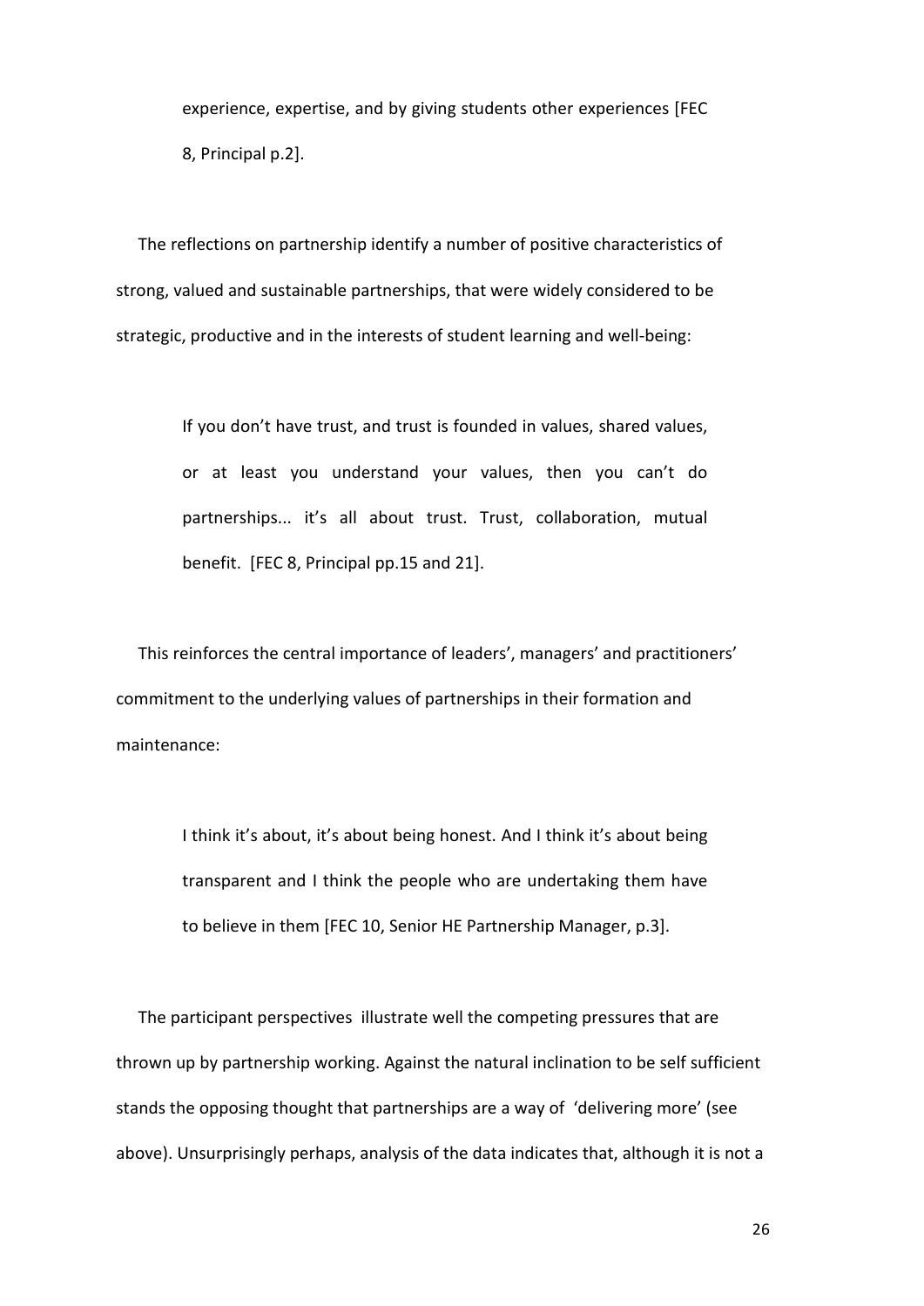> experience, expertise, and by giving students other experiences [FEC 8, Principal p.2].

The reflections on partnership identify a number of positive characteristics of strong, valued and sustainable partnerships, that were widely considered to be strategic, productive and in the interests of student learning and well-being:

> If you don't have trust, and trust is founded in values, shared values, or at least you understand your values, then you can't do partnerships... it's all about trust. Trust, collaboration, mutual benefit. [FEC 8, Principal pp.15 and 21].

This reinforces the central importance of leaders', managers' and practitioners' commitment to the underlying values of partnerships in their formation and maintenance:

> I think it's about, it's about being honest. And I think it's about being transparent and I think the people who are undertaking them have to believe in them [FEC 10, Senior HE Partnership Manager, p.3].

The participant perspectives illustrate well the competing pressures that are thrown up by partnership working. Against the natural inclination to be self sufficient stands the opposing thought that partnerships are a way of 'delivering more' (see above). Unsurprisingly perhaps, analysis of the data indicates that, although it is not a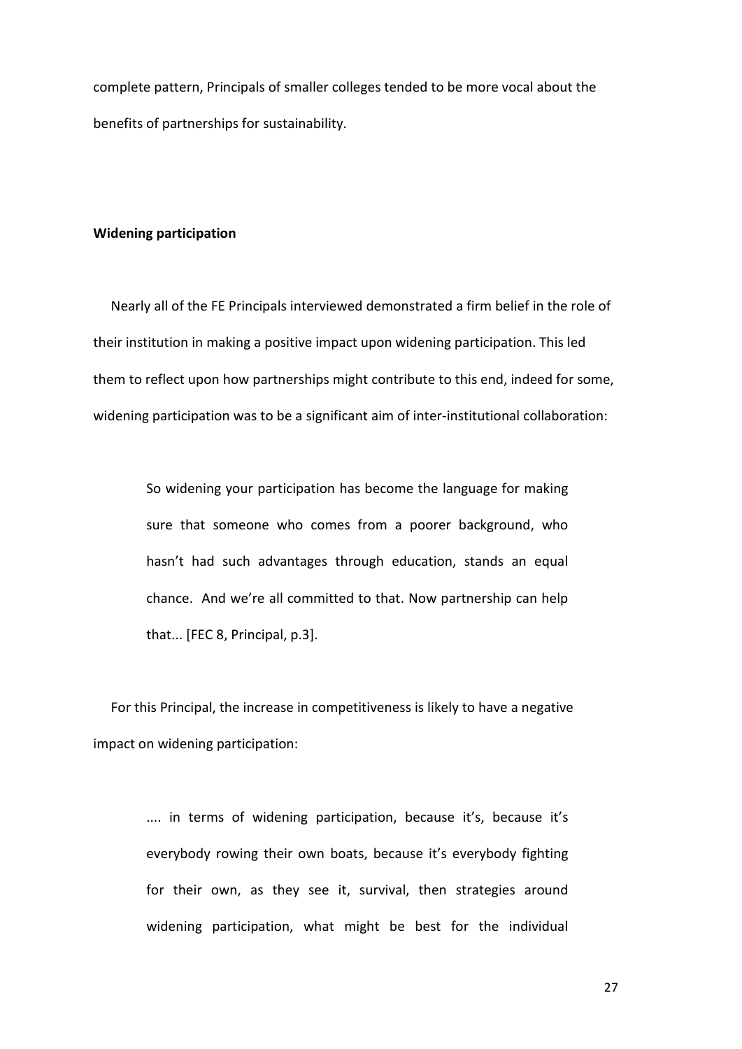complete pattern, Principals of smaller colleges tended to be more vocal about the benefits of partnerships for sustainability.

**Widening participation**

Nearly all of the FE Principals interviewed demonstrated a firm belief in the role of their institution in making a positive impact upon widening participation. This led them to reflect upon how partnerships might contribute to this end, indeed for some, widening participation was to be a significant aim of inter-institutional collaboration:

> So widening your participation has become the language for making sure that someone who comes from a poorer background, who hasn't had such advantages through education, stands an equal chance. And we're all committed to that. Now partnership can help that... [FEC 8, Principal, p.3].

For this Principal, the increase in competitiveness is likely to have a negative impact on widening participation:

> .... in terms of widening participation, because it's, because it's everybody rowing their own boats, because it's everybody fighting for their own, as they see it, survival, then strategies around widening participation, what might be best for the individual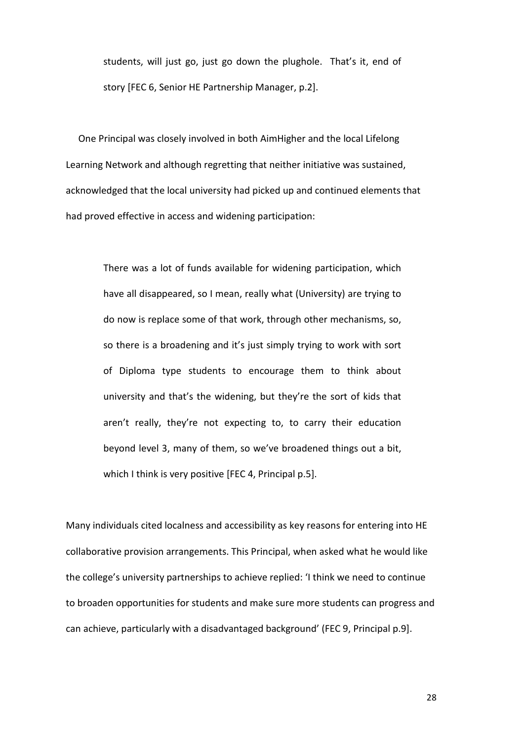> students, will just go, just go down the plughole. That's it, end of story [FEC 6, Senior HE Partnership Manager, p.2].

One Principal was closely involved in both AimHigher and the local Lifelong Learning Network and although regretting that neither initiative was sustained, acknowledged that the local university had picked up and continued elements that had proved effective in access and widening participation:

> There was a lot of funds available for widening participation, which have all disappeared, so I mean, really what (University) are trying to do now is replace some of that work, through other mechanisms, so, so there is a broadening and it's just simply trying to work with sort of Diploma type students to encourage them to think about university and that's the widening, but they're the sort of kids that aren't really, they're not expecting to, to carry their education beyond level 3, many of them, so we've broadened things out a bit, which I think is very positive [FEC 4, Principal p.5].

Many individuals cited localness and accessibility as key reasons for entering into HE collaborative provision arrangements. This Principal, when asked what he would like the college's university partnerships to achieve replied: 'I think we need to continue to broaden opportunities for students and make sure more students can progress and can achieve, particularly with a disadvantaged background' (FEC 9, Principal p.9].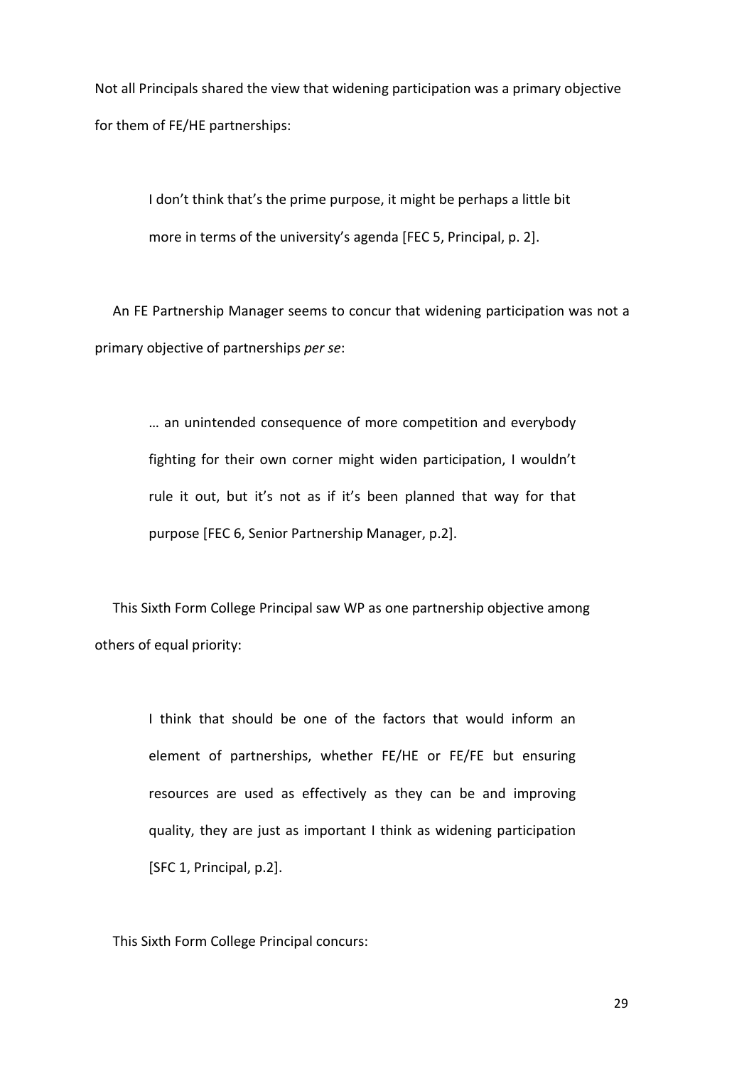Not all Principals shared the view that widening participation was a primary objective for them of FE/HE partnerships:

> I don't think that's the prime purpose, it might be perhaps a little bit more in terms of the university's agenda [FEC 5, Principal, p. 2].

An FE Partnership Manager seems to concur that widening participation was not a primary objective of partnerships *per se*:

> … an unintended consequence of more competition and everybody fighting for their own corner might widen participation, I wouldn't rule it out, but it's not as if it's been planned that way for that purpose [FEC 6, Senior Partnership Manager, p.2].

This Sixth Form College Principal saw WP as one partnership objective among others of equal priority:

> I think that should be one of the factors that would inform an element of partnerships, whether FE/HE or FE/FE but ensuring resources are used as effectively as they can be and improving quality, they are just as important I think as widening participation [SFC 1, Principal, p.2].

This Sixth Form College Principal concurs: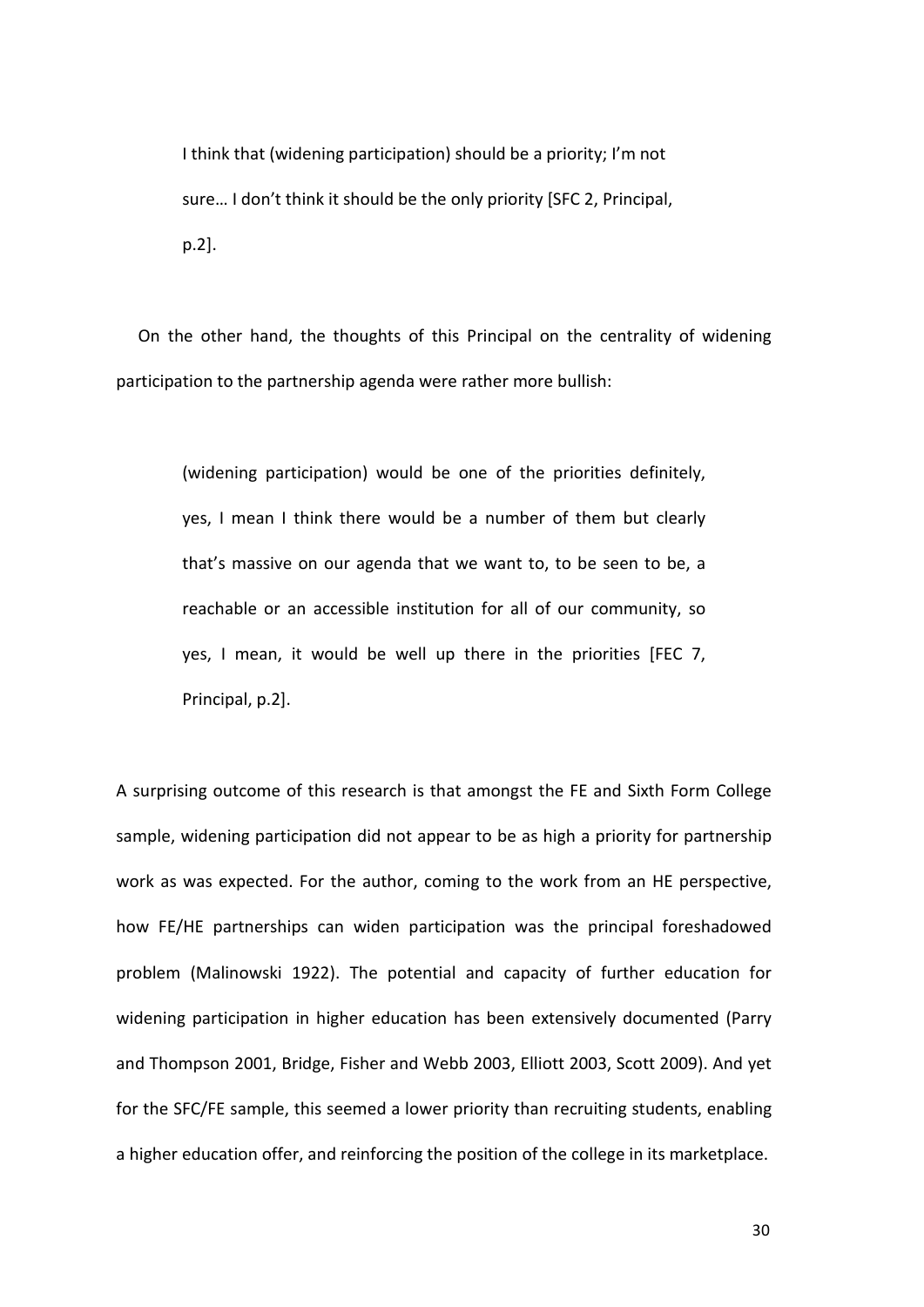> I think that (widening participation) should be a priority; I'm not sure… I don't think it should be the only priority [SFC 2, Principal, p.2].

On the other hand, the thoughts of this Principal on the centrality of widening participation to the partnership agenda were rather more bullish:

> (widening participation) would be one of the priorities definitely, yes, I mean I think there would be a number of them but clearly that's massive on our agenda that we want to, to be seen to be, a reachable or an accessible institution for all of our community, so yes, I mean, it would be well up there in the priorities [FEC 7, Principal, p.2].

A surprising outcome of this research is that amongst the FE and Sixth Form College sample, widening participation did not appear to be as high a priority for partnership work as was expected. For the author, coming to the work from an HE perspective, how FE/HE partnerships can widen participation was the principal foreshadowed problem (Malinowski 1922). The potential and capacity of further education for widening participation in higher education has been extensively documented (Parry and Thompson 2001, Bridge, Fisher and Webb 2003, Elliott 2003, Scott 2009). And yet for the SFC/FE sample, this seemed a lower priority than recruiting students, enabling a higher education offer, and reinforcing the position of the college in its marketplace.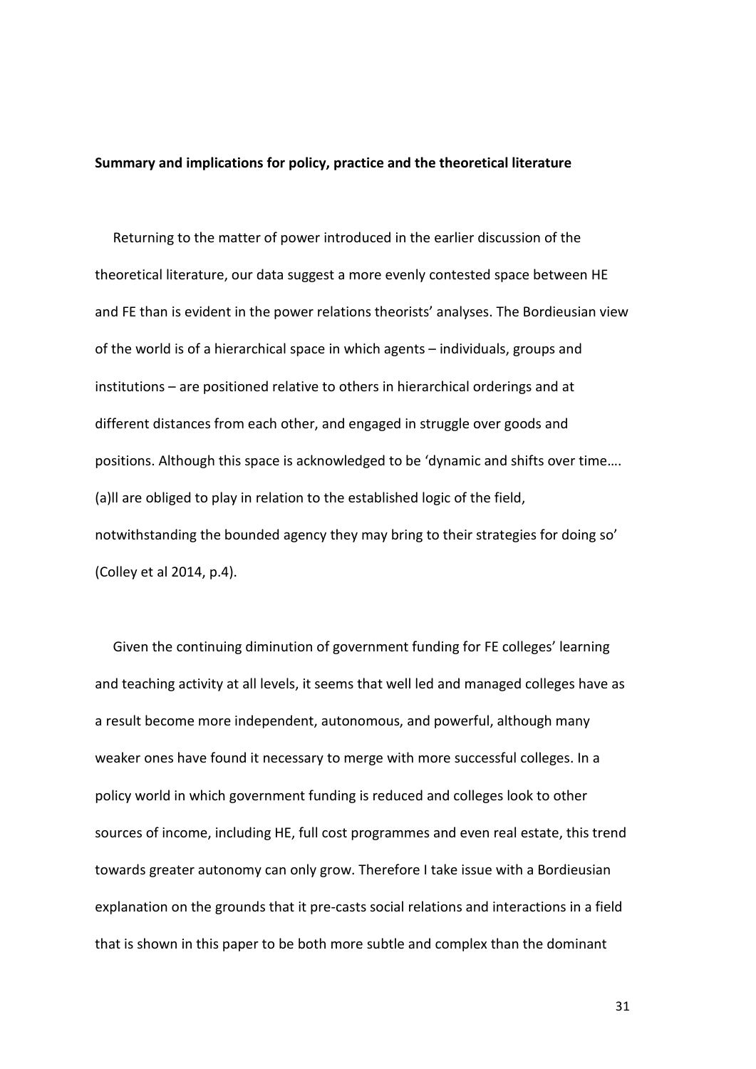**Summary and implications for policy, practice and the theoretical literature**

Returning to the matter of power introduced in the earlier discussion of the theoretical literature, our data suggest a more evenly contested space between HE and FE than is evident in the power relations theorists' analyses. The Bordieusian view of the world is of a hierarchical space in which agents – individuals, groups and institutions – are positioned relative to others in hierarchical orderings and at different distances from each other, and engaged in struggle over goods and positions. Although this space is acknowledged to be 'dynamic and shifts over time…. (a)ll are obliged to play in relation to the established logic of the field, notwithstanding the bounded agency they may bring to their strategies for doing so' (Colley et al 2014, p.4).

Given the continuing diminution of government funding for FE colleges' learning and teaching activity at all levels, it seems that well led and managed colleges have as a result become more independent, autonomous, and powerful, although many weaker ones have found it necessary to merge with more successful colleges. In a policy world in which government funding is reduced and colleges look to other sources of income, including HE, full cost programmes and even real estate, this trend towards greater autonomy can only grow. Therefore I take issue with a Bordieusian explanation on the grounds that it pre-casts social relations and interactions in a field that is shown in this paper to be both more subtle and complex than the dominant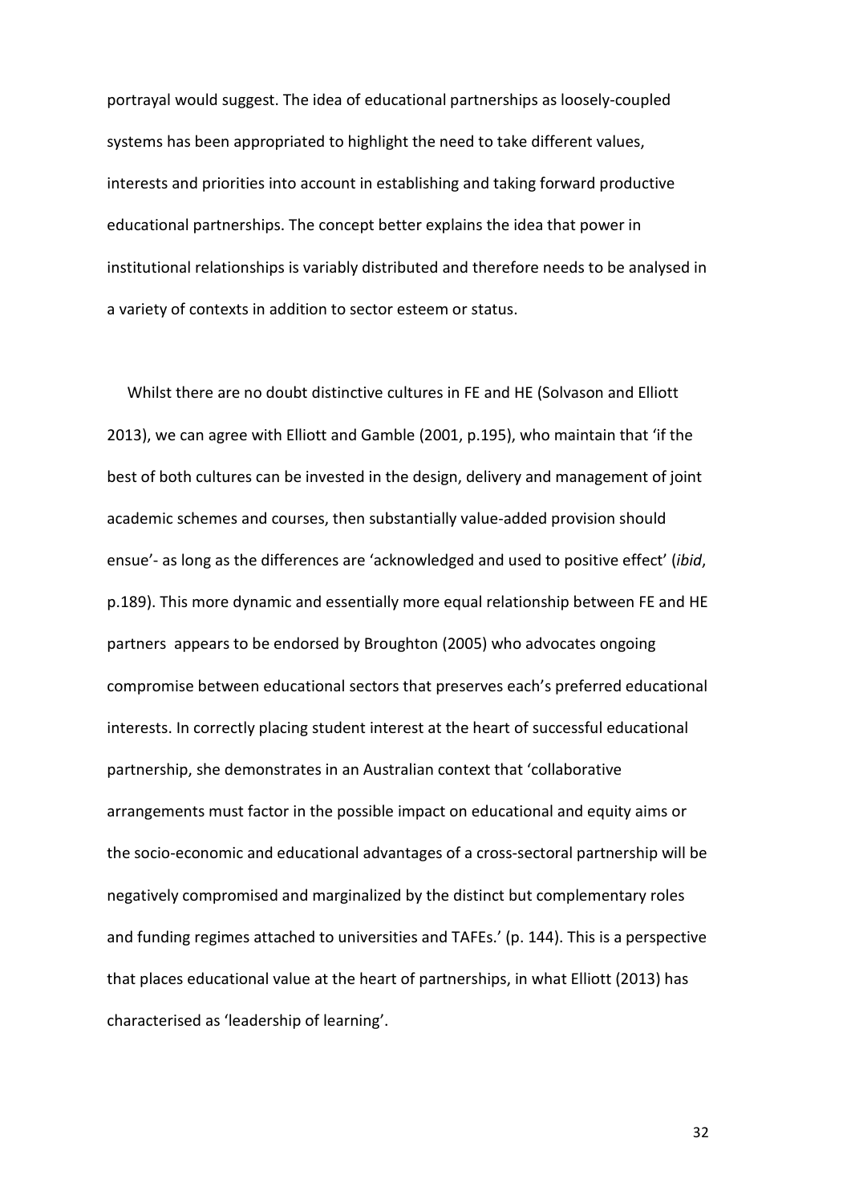portrayal would suggest. The idea of educational partnerships as loosely-coupled systems has been appropriated to highlight the need to take different values, interests and priorities into account in establishing and taking forward productive educational partnerships. The concept better explains the idea that power in institutional relationships is variably distributed and therefore needs to be analysed in a variety of contexts in addition to sector esteem or status.

Whilst there are no doubt distinctive cultures in FE and HE (Solvason and Elliott 2013), we can agree with Elliott and Gamble (2001, p.195), who maintain that 'if the best of both cultures can be invested in the design, delivery and management of joint academic schemes and courses, then substantially value-added provision should ensue'- as long as the differences are 'acknowledged and used to positive effect' (*ibid*, p.189). This more dynamic and essentially more equal relationship between FE and HE partners appears to be endorsed by Broughton (2005) who advocates ongoing compromise between educational sectors that preserves each's preferred educational interests. In correctly placing student interest at the heart of successful educational partnership, she demonstrates in an Australian context that 'collaborative arrangements must factor in the possible impact on educational and equity aims or the socio-economic and educational advantages of a cross-sectoral partnership will be negatively compromised and marginalized by the distinct but complementary roles and funding regimes attached to universities and TAFEs.' (p. 144). This is a perspective that places educational value at the heart of partnerships, in what Elliott (2013) has characterised as 'leadership of learning'.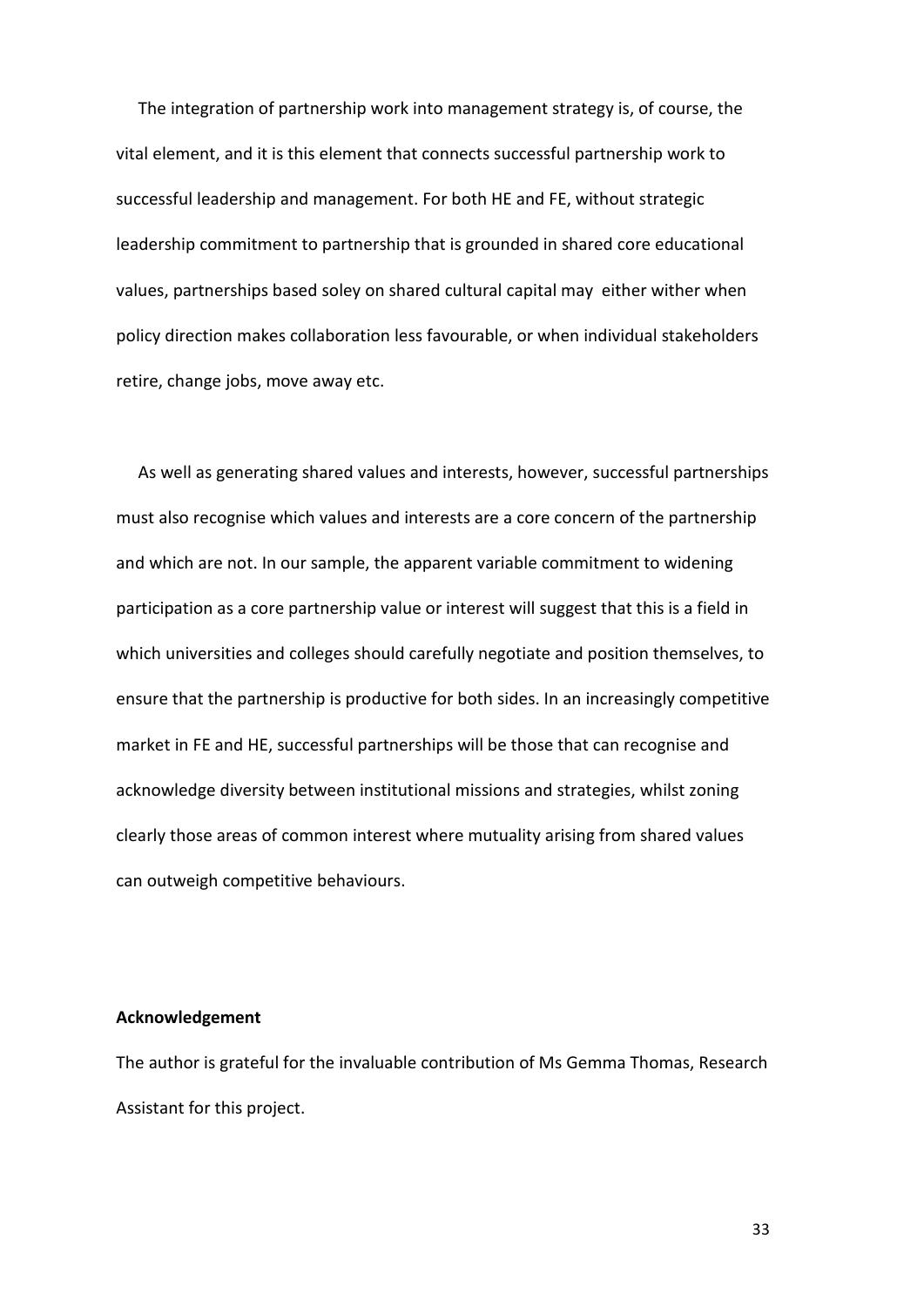The integration of partnership work into management strategy is, of course, the vital element, and it is this element that connects successful partnership work to successful leadership and management. For both HE and FE, without strategic leadership commitment to partnership that is grounded in shared core educational values, partnerships based soley on shared cultural capital may either wither when policy direction makes collaboration less favourable, or when individual stakeholders retire, change jobs, move away etc.

As well as generating shared values and interests, however, successful partnerships must also recognise which values and interests are a core concern of the partnership and which are not. In our sample, the apparent variable commitment to widening participation as a core partnership value or interest will suggest that this is a field in which universities and colleges should carefully negotiate and position themselves, to ensure that the partnership is productive for both sides. In an increasingly competitive market in FE and HE, successful partnerships will be those that can recognise and acknowledge diversity between institutional missions and strategies, whilst zoning clearly those areas of common interest where mutuality arising from shared values can outweigh competitive behaviours.

**Acknowledgement**

The author is grateful for the invaluable contribution of Ms Gemma Thomas, Research Assistant for this project.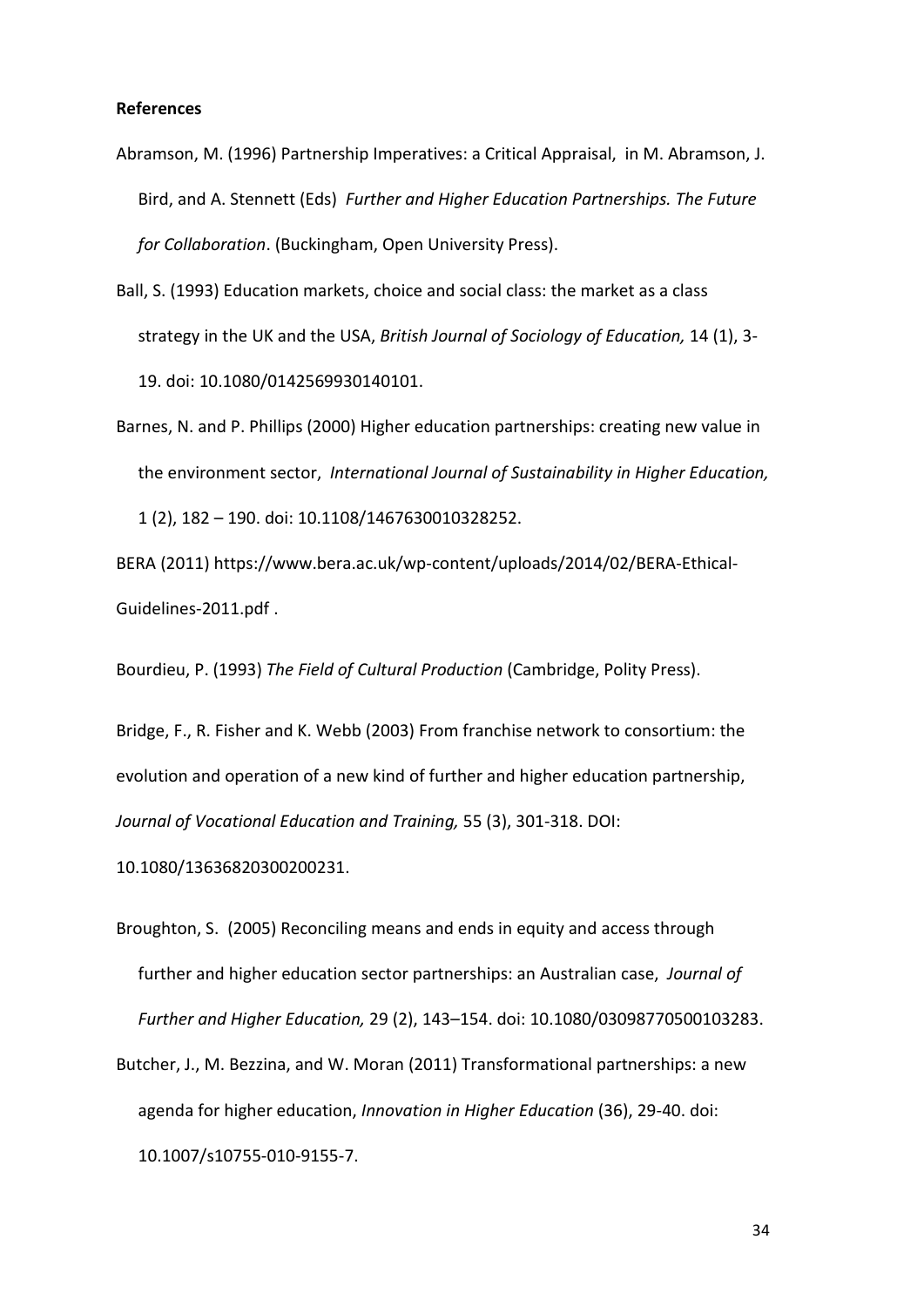**References**

Abramson, M. (1996) Partnership Imperatives: a Critical Appraisal, in M. Abramson, J. Bird, and A. Stennett (Eds) *Further and Higher Education Partnerships. The Future for Collaboration*. (Buckingham, Open University Press).

Ball, S. (1993) Education markets, choice and social class: the market as a class strategy in the UK and the USA, *British Journal of Sociology of Education,* 14 (1), 3-19. doi: 10.1080/0142569930140101.

Barnes, N. and P. Phillips (2000) Higher education partnerships: creating new value in the environment sector, *International Journal of Sustainability in Higher Education,* 1 (2), 182 – 190. doi: 10.1108/1467630010328252.

BERA (2011) https://www.bera.ac.uk/wp-content/uploads/2014/02/BERA-Ethical-Guidelines-2011.pdf .

Bourdieu, P. (1993) *The Field of Cultural Production* (Cambridge, Polity Press).

Bridge, F., R. Fisher and K. Webb (2003) From franchise network to consortium: the evolution and operation of a new kind of further and higher education partnership, *Journal of Vocational Education and Training,* 55 (3), 301-318. DOI: 10.1080/13636820300200231.

Broughton, S. (2005) Reconciling means and ends in equity and access through further and higher education sector partnerships: an Australian case, *Journal of Further and Higher Education,* 29 (2), 143–154. doi: 10.1080/03098770500103283.

Butcher, J., M. Bezzina, and W. Moran (2011) Transformational partnerships: a new agenda for higher education, *Innovation in Higher Education* (36), 29-40. doi: 10.1007/s10755-010-9155-7.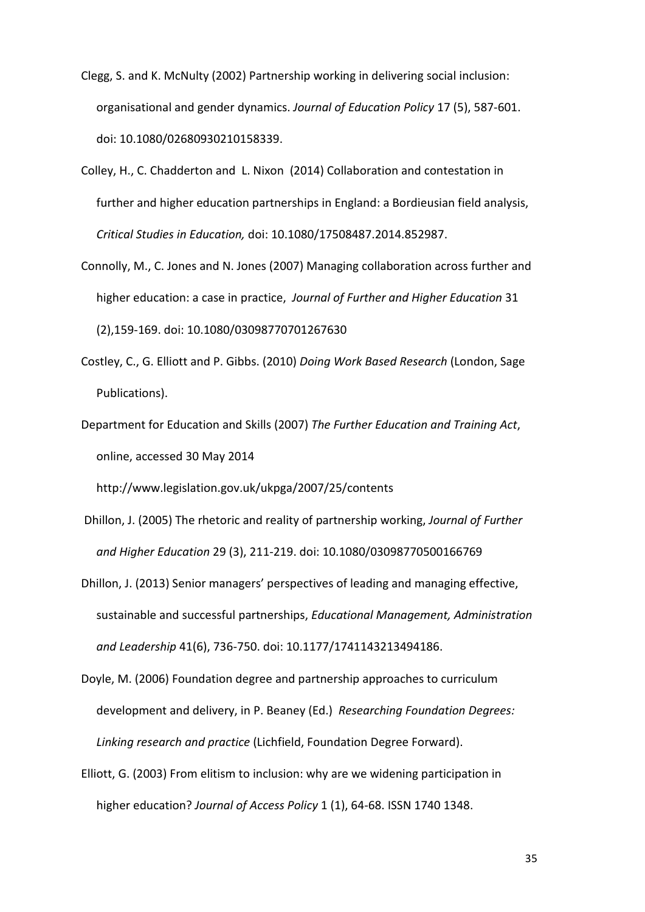Clegg, S. and K. McNulty (2002) Partnership working in delivering social inclusion: organisational and gender dynamics. *Journal of Education Policy* 17 (5), 587-601. doi: 10.1080/02680930210158339.

Colley, H., C. Chadderton and L. Nixon (2014) Collaboration and contestation in further and higher education partnerships in England: a Bordieusian field analysis, *Critical Studies in Education,* doi: 10.1080/17508487.2014.852987.

Connolly, M., C. Jones and N. Jones (2007) Managing collaboration across further and higher education: a case in practice, *Journal of Further and Higher Education* 31 (2),159-169. doi: 10.1080/03098770701267630

Costley, C., G. Elliott and P. Gibbs. (2010) *Doing Work Based Research* (London, Sage Publications).

Department for Education and Skills (2007) *The Further Education and Training Act*, online, accessed 30 May 2014 http://www.legislation.gov.uk/ukpga/2007/25/contents

Dhillon, J. (2005) The rhetoric and reality of partnership working, *Journal of Further and Higher Education* 29 (3), 211-219. doi: 10.1080/03098770500166769

Dhillon, J. (2013) Senior managers' perspectives of leading and managing effective, sustainable and successful partnerships, *Educational Management, Administration and Leadership* 41(6), 736-750. doi: 10.1177/1741143213494186.

Doyle, M. (2006) Foundation degree and partnership approaches to curriculum development and delivery, in P. Beaney (Ed.) *Researching Foundation Degrees: Linking research and practice* (Lichfield, Foundation Degree Forward).

Elliott, G. (2003) From elitism to inclusion: why are we widening participation in higher education? *Journal of Access Policy* 1 (1), 64-68. ISSN 1740 1348.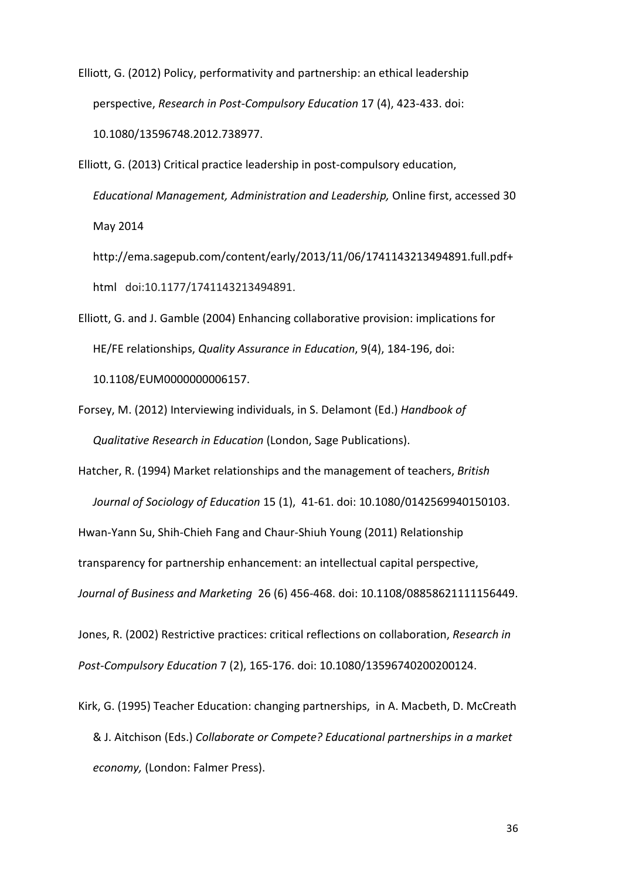Elliott, G. (2012) Policy, performativity and partnership: an ethical leadership perspective, *Research in Post-Compulsory Education* 17 (4), 423-433. doi: 10.1080/13596748.2012.738977.

Elliott, G. (2013) Critical practice leadership in post-compulsory education, *Educational Management, Administration and Leadership,* Online first, accessed 30 May 2014 http://ema.sagepub.com/content/early/2013/11/06/1741143213494891.full.pdf+html doi:10.1177/1741143213494891.

Elliott, G. and J. Gamble (2004) Enhancing collaborative provision: implications for HE/FE relationships, *Quality Assurance in Education*, 9(4), 184-196, doi: 10.1108/EUM0000000006157.

Forsey, M. (2012) Interviewing individuals, in S. Delamont (Ed.) *Handbook of Qualitative Research in Education* (London, Sage Publications).

Hatcher, R. (1994) Market relationships and the management of teachers, *British Journal of Sociology of Education* 15 (1), 41-61. doi: 10.1080/0142569940150103.

Hwan-Yann Su, Shih-Chieh Fang and Chaur-Shiuh Young (2011) Relationship transparency for partnership enhancement: an intellectual capital perspective, *Journal of Business and Marketing* 26 (6) 456-468. doi: 10.1108/08858621111156449.

Jones, R. (2002) Restrictive practices: critical reflections on collaboration, *Research in Post-Compulsory Education* 7 (2), 165-176. doi: 10.1080/13596740200200124.

Kirk, G. (1995) Teacher Education: changing partnerships, in A. Macbeth, D. McCreath & J. Aitchison (Eds.) *Collaborate or Compete? Educational partnerships in a market economy,* (London: Falmer Press).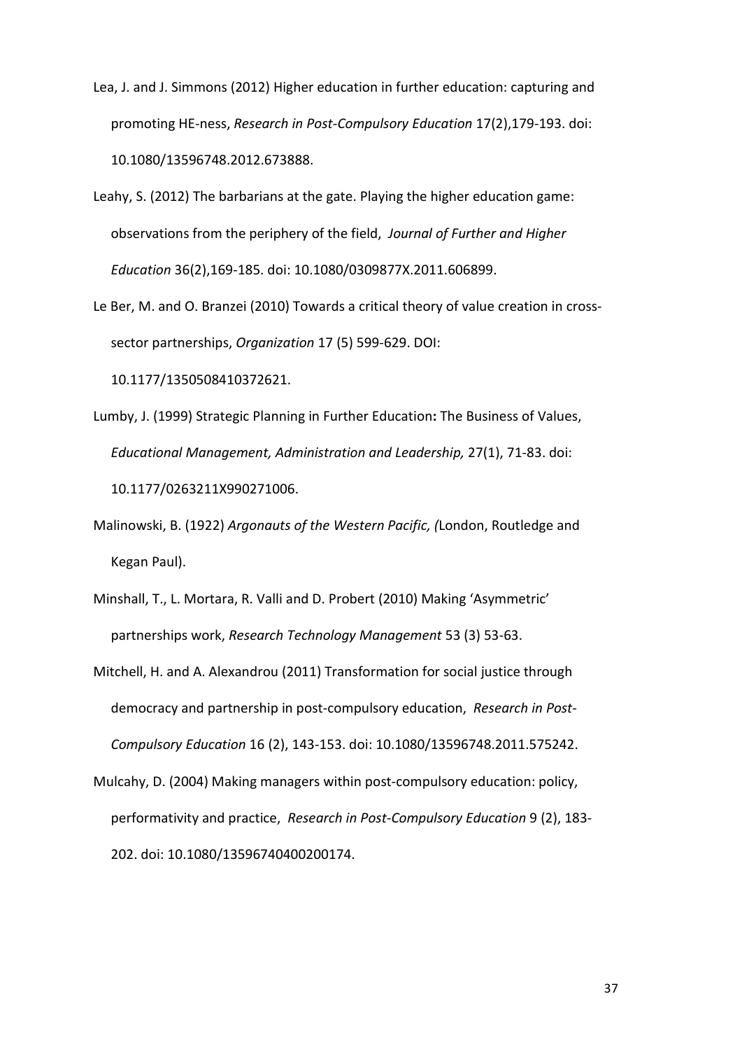Lea, J. and J. Simmons (2012) Higher education in further education: capturing and promoting HE-ness, *Research in Post-Compulsory Education* 17(2),179-193. doi: 10.1080/13596748.2012.673888.

Leahy, S. (2012) The barbarians at the gate. Playing the higher education game: observations from the periphery of the field, *Journal of Further and Higher Education* 36(2),169-185. doi: 10.1080/0309877X.2011.606899.

Le Ber, M. and O. Branzei (2010) Towards a critical theory of value creation in cross-sector partnerships, *Organization* 17 (5) 599-629. DOI: 10.1177/1350508410372621.

Lumby, J. (1999) Strategic Planning in Further Education**:** The Business of Values, *Educational Management, Administration and Leadership,* 27(1), 71-83. doi: 10.1177/0263211X990271006.

Malinowski, B. (1922) *Argonauts of the Western Pacific, (*London, Routledge and Kegan Paul).

Minshall, T., L. Mortara, R. Valli and D. Probert (2010) Making 'Asymmetric' partnerships work, *Research Technology Management* 53 (3) 53-63.

Mitchell, H. and A. Alexandrou (2011) Transformation for social justice through democracy and partnership in post-compulsory education, *Research in Post-Compulsory Education* 16 (2), 143-153. doi: 10.1080/13596748.2011.575242.

Mulcahy, D. (2004) Making managers within post-compulsory education: policy, performativity and practice, *Research in Post-Compulsory Education* 9 (2), 183-202. doi: 10.1080/13596740400200174.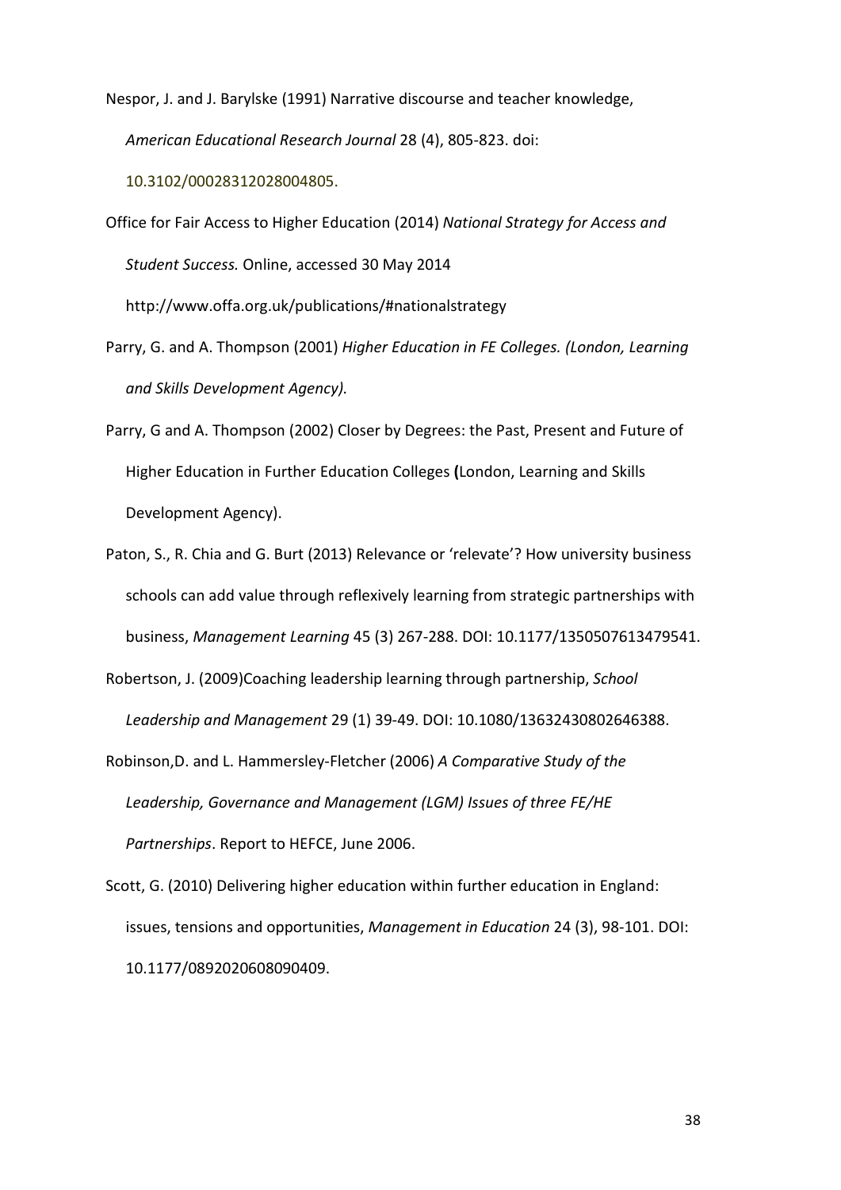Nespor, J. and J. Barylske (1991) Narrative discourse and teacher knowledge, *American Educational Research Journal* 28 (4), 805-823. doi: 10.3102/00028312028004805.

Office for Fair Access to Higher Education (2014) *National Strategy for Access and Student Success.* Online, accessed 30 May 2014 http://www.offa.org.uk/publications/#nationalstrategy

Parry, G. and A. Thompson (2001) *Higher Education in FE Colleges. (London, Learning and Skills Development Agency).*

Parry, G and A. Thompson (2002) Closer by Degrees: the Past, Present and Future of Higher Education in Further Education Colleges **(**London, Learning and Skills Development Agency).

Paton, S., R. Chia and G. Burt (2013) Relevance or 'relevate'? How university business schools can add value through reflexively learning from strategic partnerships with business, *Management Learning* 45 (3) 267-288. DOI: 10.1177/1350507613479541.

Robertson, J. (2009)Coaching leadership learning through partnership, *School Leadership and Management* 29 (1) 39-49. DOI: 10.1080/13632430802646388.

Robinson,D. and L. Hammersley-Fletcher (2006) *A Comparative Study of the Leadership, Governance and Management (LGM) Issues of three FE/HE Partnerships*. Report to HEFCE, June 2006.

Scott, G. (2010) Delivering higher education within further education in England: issues, tensions and opportunities, *Management in Education* 24 (3), 98-101. DOI: 10.1177/0892020608090409.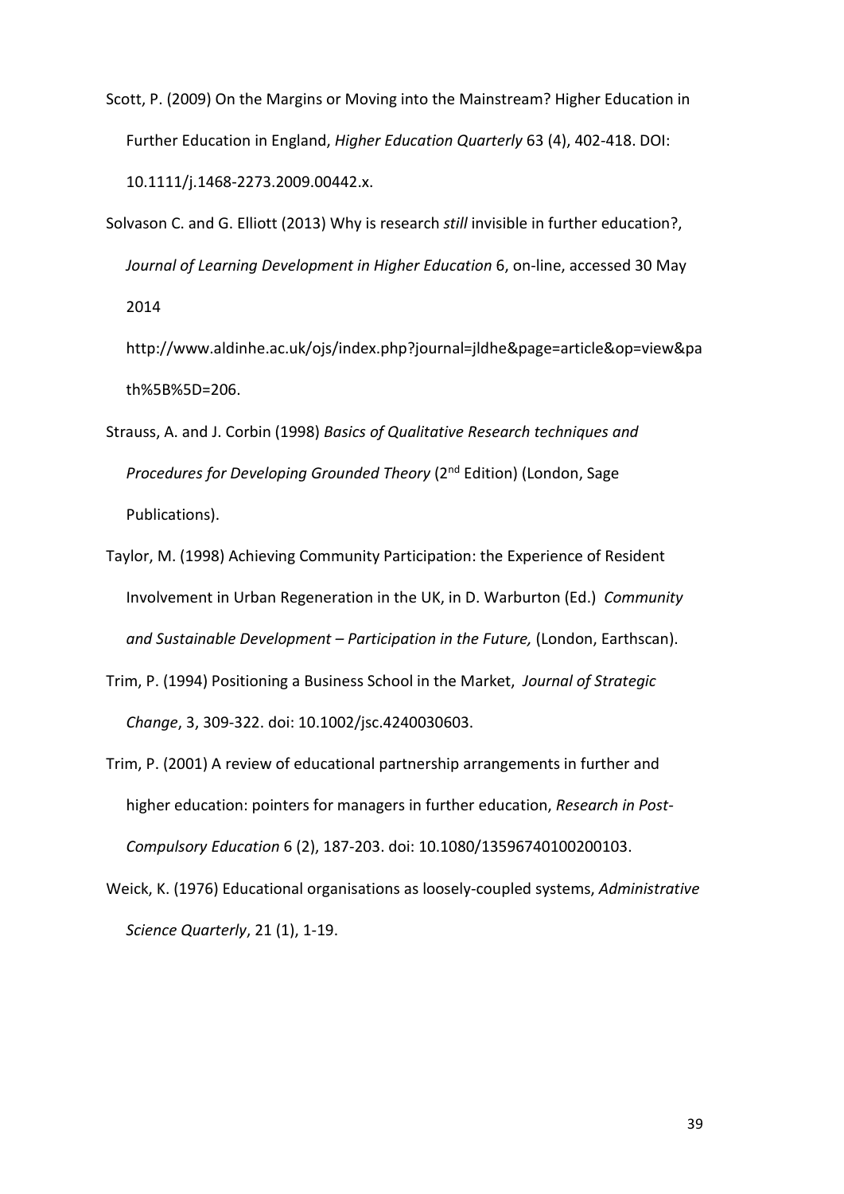Scott, P. (2009) On the Margins or Moving into the Mainstream? Higher Education in Further Education in England, *Higher Education Quarterly* 63 (4), 402-418. DOI: 10.1111/j.1468-2273.2009.00442.x.

Solvason C. and G. Elliott (2013) Why is research *still* invisible in further education?, *Journal of Learning Development in Higher Education* 6, on-line, accessed 30 May 2014

http://www.aldinhe.ac.uk/ojs/index.php?journal=jldhe&page=article&op=view&path%5B%5D=206.

Strauss, A. and J. Corbin (1998) *Basics of Qualitative Research techniques and Procedures for Developing Grounded Theory* (2nd Edition) (London, Sage Publications).

Taylor, M. (1998) Achieving Community Participation: the Experience of Resident Involvement in Urban Regeneration in the UK, in D. Warburton (Ed.) *Community and Sustainable Development – Participation in the Future,* (London, Earthscan).

Trim, P. (1994) Positioning a Business School in the Market, *Journal of Strategic Change*, 3, 309-322. doi: 10.1002/jsc.4240030603.

Trim, P. (2001) A review of educational partnership arrangements in further and higher education: pointers for managers in further education, *Research in Post-Compulsory Education* 6 (2), 187-203. doi: 10.1080/13596740100200103.

Weick, K. (1976) Educational organisations as loosely-coupled systems, *Administrative Science Quarterly*, 21 (1), 1-19.